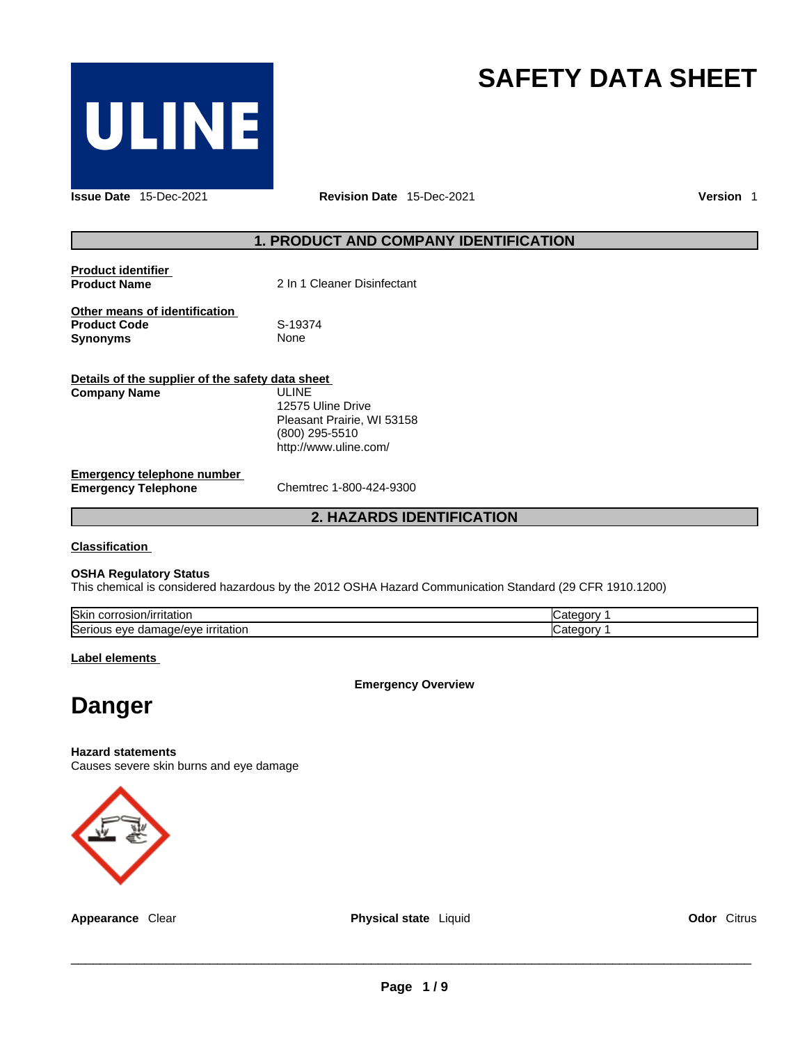# SAFETY DATA SHEET

ULINE

**Issue Date** 15-Dec-2021 **Revision Date** 15-Dec-2021 **Version** 1

## 1. PRODUCT AND COMPANY IDENTIFICATION

**Product identifier**

**Product Name** 2 In 1 Cleaner Disinfectant

**Other means of identification**

**Product Code** S-19374

**Synonyms** None

**Details of the supplier of the safety data sheet**

**Company Name** ULINE
12575 Uline Drive
Pleasant Prairie, WI 53158
(800) 295-5510
http://www.uline.com/

**Emergency telephone number**

**Emergency Telephone** Chemtrec 1-800-424-9300

## 2. HAZARDS IDENTIFICATION

**Classification**

**OSHA Regulatory Status**

This chemical is considered hazardous by the 2012 OSHA Hazard Communication Standard (29 CFR 1910.1200)

| | |
|---|---|
| Skin corrosion/irritation | Category 1 |
| Serious eye damage/eye irritation | Category 1 |

**Label elements**

**Emergency Overview**

# Danger

**Hazard statements**

Causes severe skin burns and eye damage

**Appearance** Clear **Physical state** Liquid **Odor** Citrus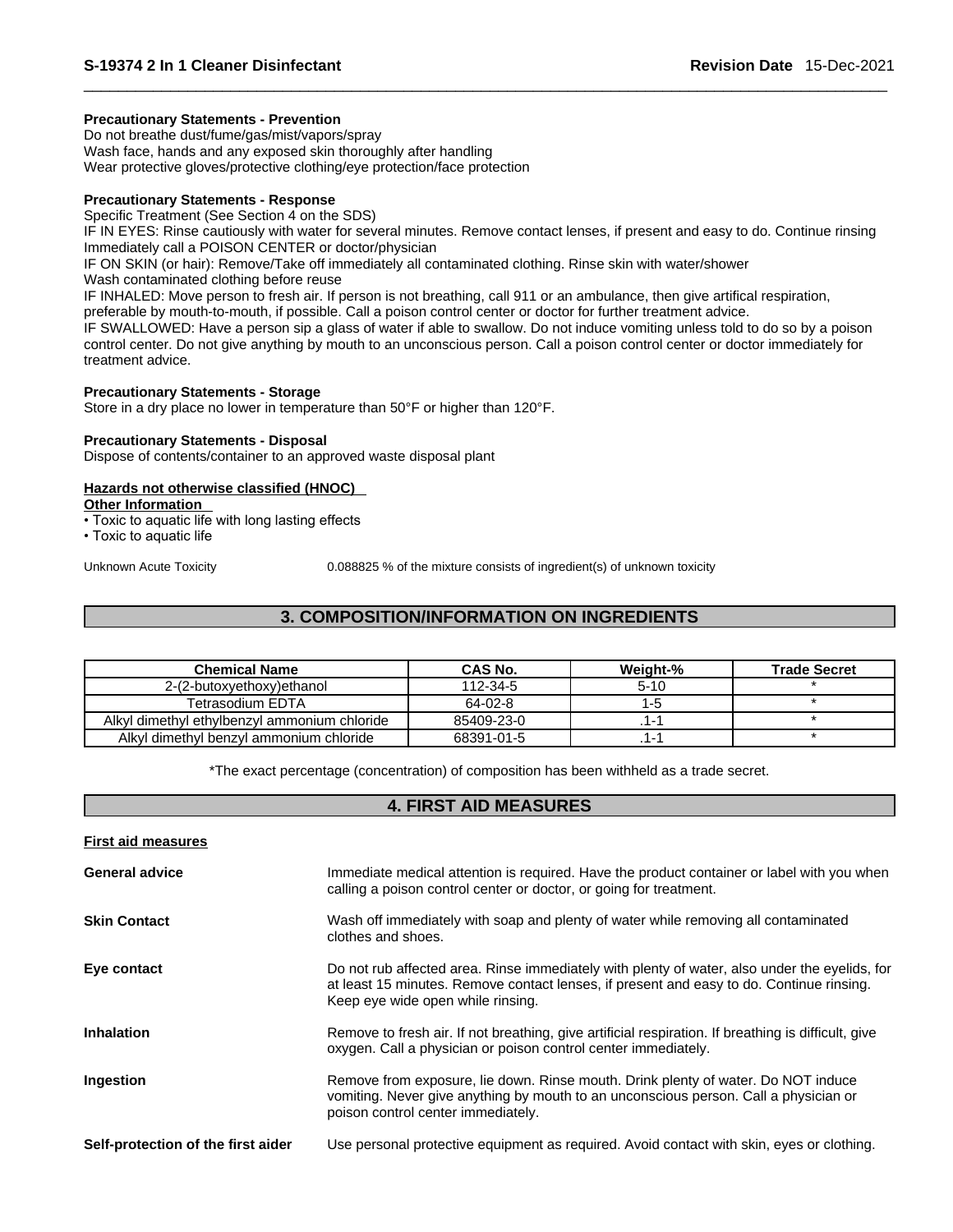**Precautionary Statements - Prevention**
Do not breathe dust/fume/gas/mist/vapors/spray
Wash face, hands and any exposed skin thoroughly after handling
Wear protective gloves/protective clothing/eye protection/face protection

**Precautionary Statements - Response**
Specific Treatment (See Section 4 on the SDS)
IF IN EYES: Rinse cautiously with water for several minutes. Remove contact lenses, if present and easy to do. Continue rinsing
Immediately call a POISON CENTER or doctor/physician
IF ON SKIN (or hair): Remove/Take off immediately all contaminated clothing. Rinse skin with water/shower
Wash contaminated clothing before reuse
IF INHALED: Move person to fresh air. If person is not breathing, call 911 or an ambulance, then give artifical respiration, preferable by mouth-to-mouth, if possible. Call a poison control center or doctor for further treatment advice.
IF SWALLOWED: Have a person sip a glass of water if able to swallow. Do not induce vomiting unless told to do so by a poison control center. Do not give anything by mouth to an unconscious person. Call a poison control center or doctor immediately for treatment advice.

**Precautionary Statements - Storage**
Store in a dry place no lower in temperature than 50°F or higher than 120°F.

**Precautionary Statements - Disposal**
Dispose of contents/container to an approved waste disposal plant

**Hazards not otherwise classified (HNOC)**
**Other Information**
- Toxic to aquatic life with long lasting effects
- Toxic to aquatic life

Unknown Acute Toxicity 0.088825 % of the mixture consists of ingredient(s) of unknown toxicity

## 3. COMPOSITION/INFORMATION ON INGREDIENTS

| Chemical Name | CAS No. | Weight-% | Trade Secret |
|---|---|---|---|
| 2-(2-butoxyethoxy)ethanol | 112-34-5 | 5-10 | * |
| Tetrasodium EDTA | 64-02-8 | 1-5 | * |
| Alkyl dimethyl ethylbenzyl ammonium chloride | 85409-23-0 | .1-1 | * |
| Alkyl dimethyl benzyl ammonium chloride | 68391-01-5 | .1-1 | * |

*The exact percentage (concentration) of composition has been withheld as a trade secret.

## 4. FIRST AID MEASURES

**First aid measures**

**General advice** Immediate medical attention is required. Have the product container or label with you when calling a poison control center or doctor, or going for treatment.

**Skin Contact** Wash off immediately with soap and plenty of water while removing all contaminated clothes and shoes.

**Eye contact** Do not rub affected area. Rinse immediately with plenty of water, also under the eyelids, for at least 15 minutes. Remove contact lenses, if present and easy to do. Continue rinsing. Keep eye wide open while rinsing.

**Inhalation** Remove to fresh air. If not breathing, give artificial respiration. If breathing is difficult, give oxygen. Call a physician or poison control center immediately.

**Ingestion** Remove from exposure, lie down. Rinse mouth. Drink plenty of water. Do NOT induce vomiting. Never give anything by mouth to an unconscious person. Call a physician or poison control center immediately.

**Self-protection of the first aider** Use personal protective equipment as required. Avoid contact with skin, eyes or clothing.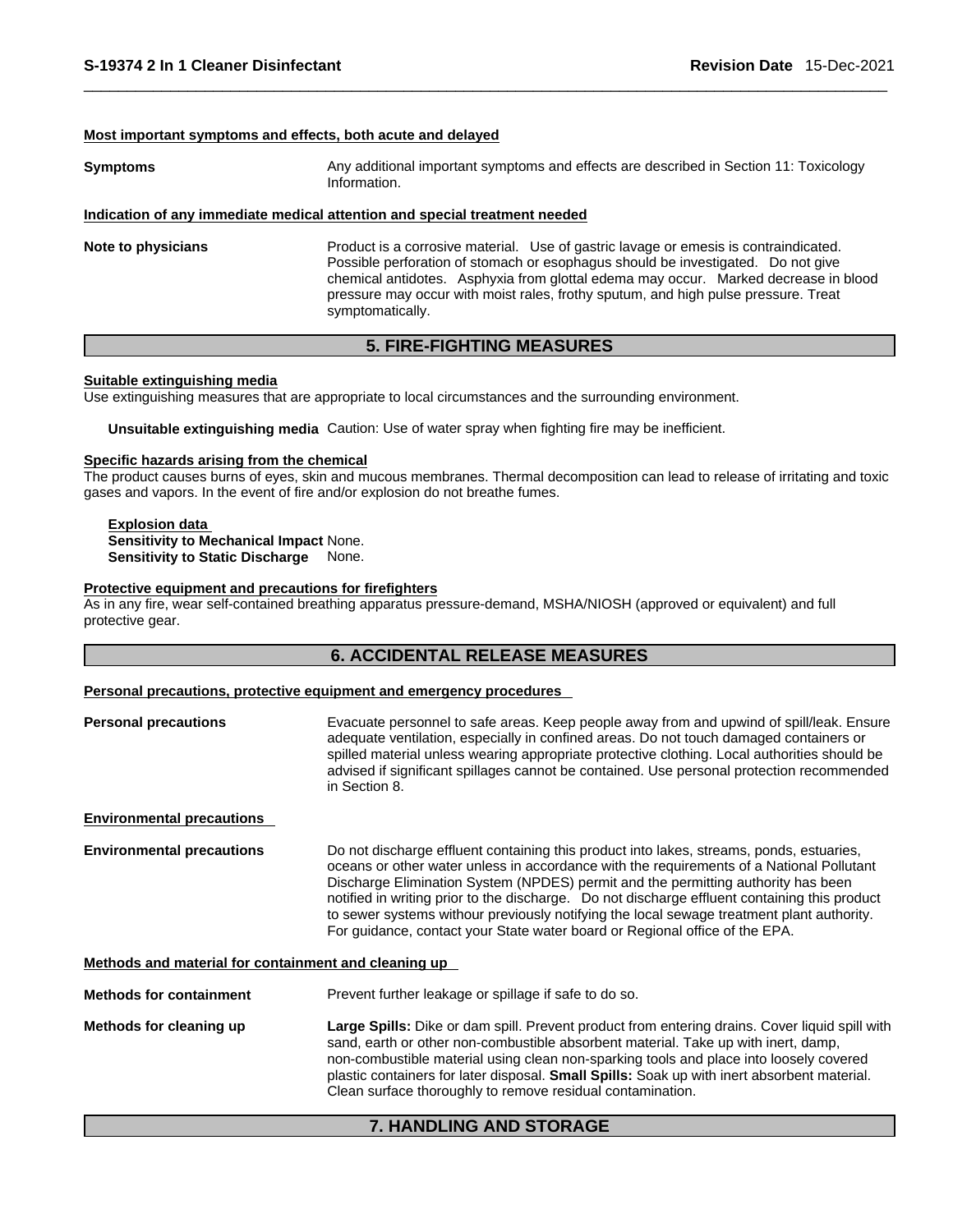**Most important symptoms and effects, both acute and delayed**

**Symptoms** Any additional important symptoms and effects are described in Section 11: Toxicology Information.

**Indication of any immediate medical attention and special treatment needed**

**Note to physicians** Product is a corrosive material. Use of gastric lavage or emesis is contraindicated. Possible perforation of stomach or esophagus should be investigated. Do not give chemical antidotes. Asphyxia from glottal edema may occur. Marked decrease in blood pressure may occur with moist rales, frothy sputum, and high pulse pressure. Treat symptomatically.

## 5. FIRE-FIGHTING MEASURES

**Suitable extinguishing media**

Use extinguishing measures that are appropriate to local circumstances and the surrounding environment.

**Unsuitable extinguishing media** Caution: Use of water spray when fighting fire may be inefficient.

**Specific hazards arising from the chemical**

The product causes burns of eyes, skin and mucous membranes. Thermal decomposition can lead to release of irritating and toxic gases and vapors. In the event of fire and/or explosion do not breathe fumes.

**Explosion data**
**Sensitivity to Mechanical Impact** None.
**Sensitivity to Static Discharge** None.

**Protective equipment and precautions for firefighters**

As in any fire, wear self-contained breathing apparatus pressure-demand, MSHA/NIOSH (approved or equivalent) and full protective gear.

## 6. ACCIDENTAL RELEASE MEASURES

**Personal precautions, protective equipment and emergency procedures**

**Personal precautions** Evacuate personnel to safe areas. Keep people away from and upwind of spill/leak. Ensure adequate ventilation, especially in confined areas. Do not touch damaged containers or spilled material unless wearing appropriate protective clothing. Local authorities should be advised if significant spillages cannot be contained. Use personal protection recommended in Section 8.

**Environmental precautions**

**Environmental precautions** Do not discharge effluent containing this product into lakes, streams, ponds, estuaries, oceans or other water unless in accordance with the requirements of a National Pollutant Discharge Elimination System (NPDES) permit and the permitting authority has been notified in writing prior to the discharge. Do not discharge effluent containing this product to sewer systems withour previously notifying the local sewage treatment plant authority. For guidance, contact your State water board or Regional office of the EPA.

**Methods and material for containment and cleaning up**

**Methods for containment** Prevent further leakage or spillage if safe to do so.

**Methods for cleaning up** **Large Spills:** Dike or dam spill. Prevent product from entering drains. Cover liquid spill with sand, earth or other non-combustible absorbent material. Take up with inert, damp, non-combustible material using clean non-sparking tools and place into loosely covered plastic containers for later disposal. **Small Spills:** Soak up with inert absorbent material. Clean surface thoroughly to remove residual contamination.

## 7. HANDLING AND STORAGE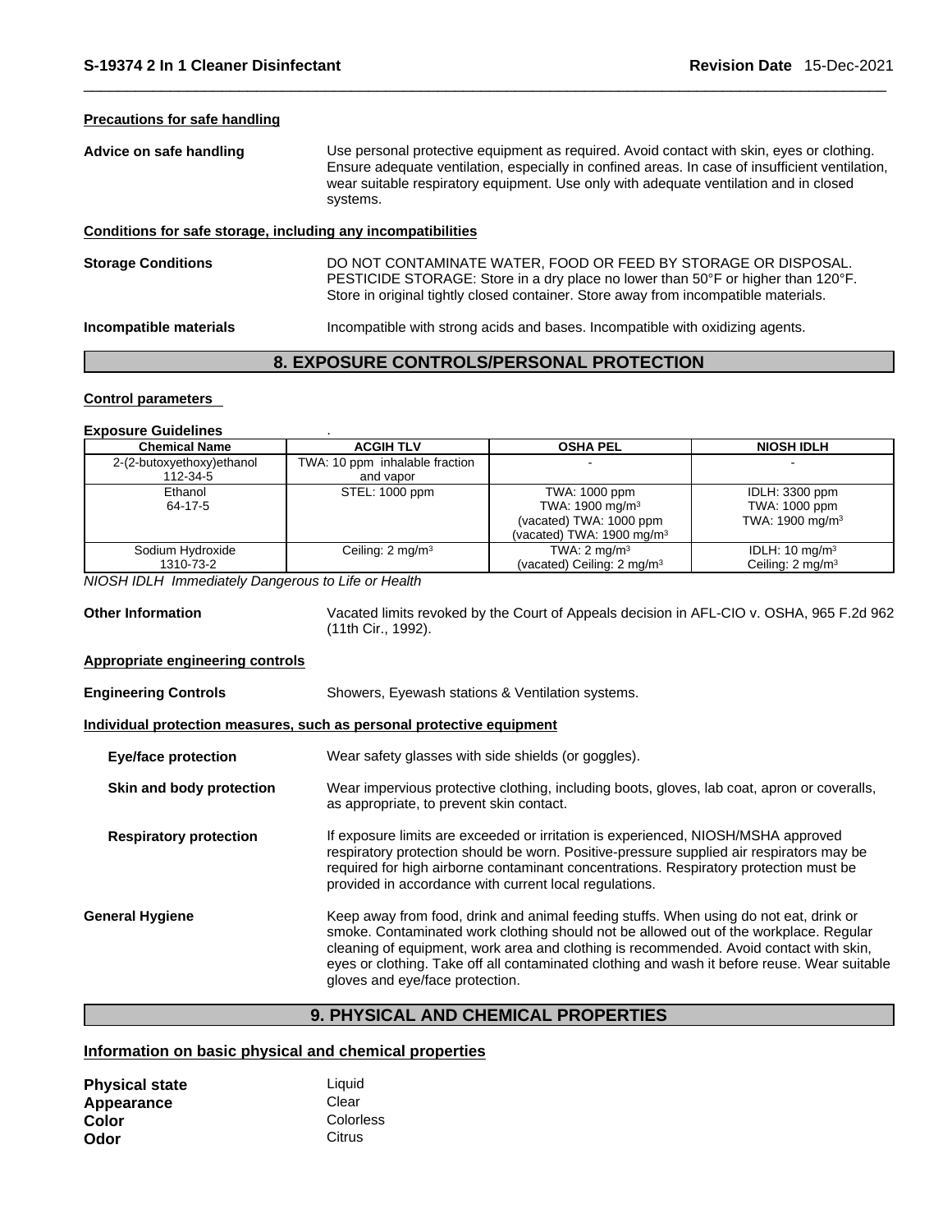**Precautions for safe handling**

**Advice on safe handling** Use personal protective equipment as required. Avoid contact with skin, eyes or clothing. Ensure adequate ventilation, especially in confined areas. In case of insufficient ventilation, wear suitable respiratory equipment. Use only with adequate ventilation and in closed systems.

**Conditions for safe storage, including any incompatibilities**

**Storage Conditions** DO NOT CONTAMINATE WATER, FOOD OR FEED BY STORAGE OR DISPOSAL. PESTICIDE STORAGE: Store in a dry place no lower than 50°F or higher than 120°F. Store in original tightly closed container. Store away from incompatible materials.

**Incompatible materials** Incompatible with strong acids and bases. Incompatible with oxidizing agents.

## 8. EXPOSURE CONTROLS/PERSONAL PROTECTION

**Control parameters**

**Exposure Guidelines** .

| Chemical Name | ACGIH TLV | OSHA PEL | NIOSH IDLH |
|---|---|---|---|
| 2-(2-butoxyethoxy)ethanol<br>112-34-5 | TWA: 10 ppm inhalable fraction and vapor | - | - |
| Ethanol<br>64-17-5 | STEL: 1000 ppm | TWA: 1000 ppm<br>TWA: 1900 mg/m³<br>(vacated) TWA: 1000 ppm<br>(vacated) TWA: 1900 mg/m³ | IDLH: 3300 ppm<br>TWA: 1000 ppm<br>TWA: 1900 mg/m³ |
| Sodium Hydroxide<br>1310-73-2 | Ceiling: 2 mg/m³ | TWA: 2 mg/m³<br>(vacated) Ceiling: 2 mg/m³ | IDLH: 10 mg/m³<br>Ceiling: 2 mg/m³ |

*NIOSH IDLH Immediately Dangerous to Life or Health*

**Other Information** Vacated limits revoked by the Court of Appeals decision in AFL-CIO v. OSHA, 965 F.2d 962 (11th Cir., 1992).

**Appropriate engineering controls**

**Engineering Controls** Showers, Eyewash stations & Ventilation systems.

**Individual protection measures, such as personal protective equipment**

**Eye/face protection** Wear safety glasses with side shields (or goggles).

**Skin and body protection** Wear impervious protective clothing, including boots, gloves, lab coat, apron or coveralls, as appropriate, to prevent skin contact.

**Respiratory protection** If exposure limits are exceeded or irritation is experienced, NIOSH/MSHA approved respiratory protection should be worn. Positive-pressure supplied air respirators may be required for high airborne contaminant concentrations. Respiratory protection must be provided in accordance with current local regulations.

**General Hygiene** Keep away from food, drink and animal feeding stuffs. When using do not eat, drink or smoke. Contaminated work clothing should not be allowed out of the workplace. Regular cleaning of equipment, work area and clothing is recommended. Avoid contact with skin, eyes or clothing. Take off all contaminated clothing and wash it before reuse. Wear suitable gloves and eye/face protection.

## 9. PHYSICAL AND CHEMICAL PROPERTIES

**Information on basic physical and chemical properties**

**Physical state** Liquid
**Appearance** Clear
**Color** Colorless
**Odor** Citrus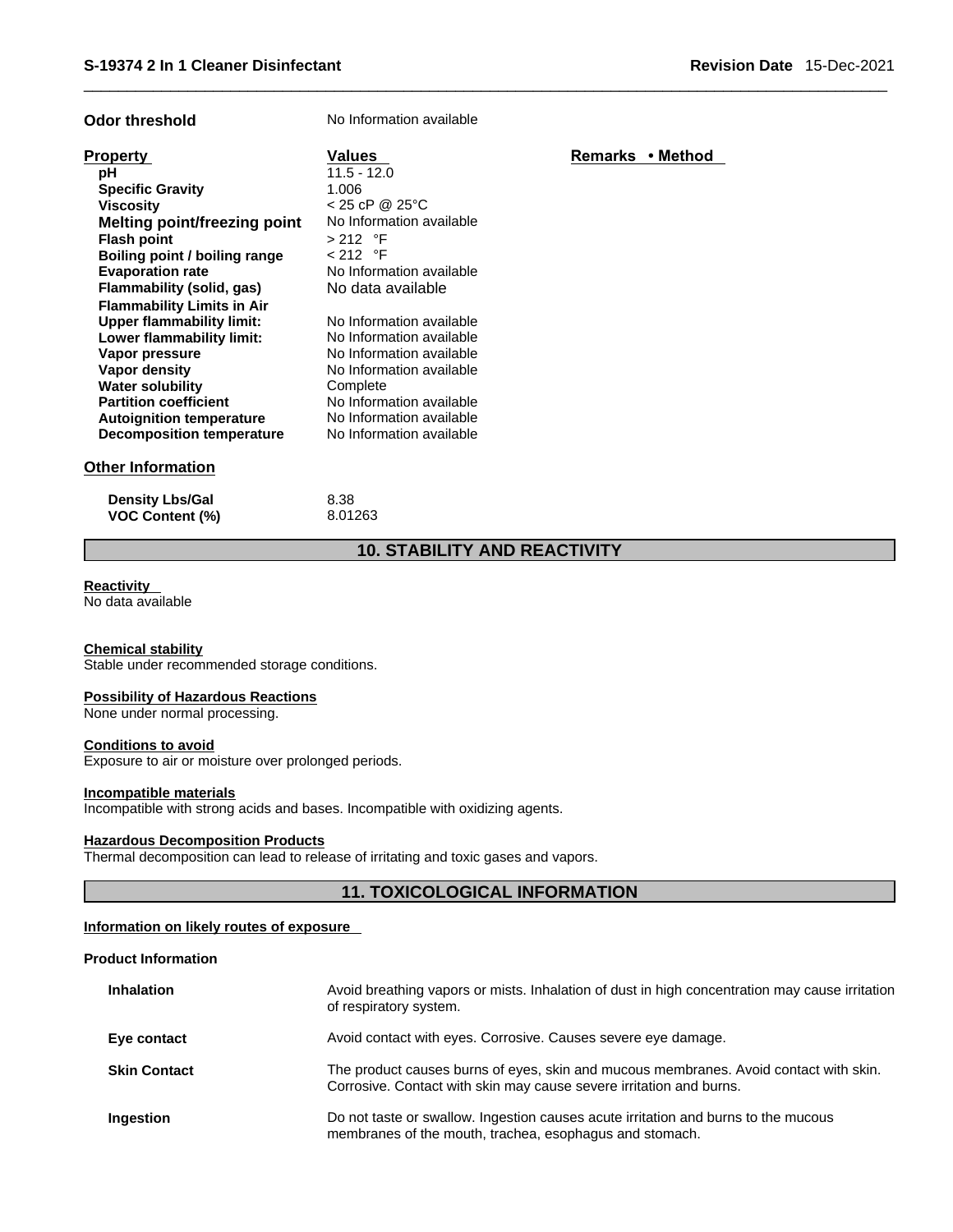**Odor threshold** No Information available

| Property | Values | Remarks • Method |
|---|---|---|
| pH | 11.5 - 12.0 | |
| Specific Gravity | 1.006 | |
| Viscosity | < 25 cP @ 25°C | |
| Melting point/freezing point | No Information available | |
| Flash point | > 212 °F | |
| Boiling point / boiling range | < 212 °F | |
| Evaporation rate | No Information available | |
| Flammability (solid, gas) | No data available | |
| Flammability Limits in Air | | |
| Upper flammability limit: | No Information available | |
| Lower flammability limit: | No Information available | |
| Vapor pressure | No Information available | |
| Vapor density | No Information available | |
| Water solubility | Complete | |
| Partition coefficient | No Information available | |
| Autoignition temperature | No Information available | |
| Decomposition temperature | No Information available | |

**Other Information**

| | |
|---|---|
| Density Lbs/Gal | 8.38 |
| VOC Content (%) | 8.01263 |

## 10. STABILITY AND REACTIVITY

**Reactivity**
No data available

**Chemical stability**
Stable under recommended storage conditions.

**Possibility of Hazardous Reactions**
None under normal processing.

**Conditions to avoid**
Exposure to air or moisture over prolonged periods.

**Incompatible materials**
Incompatible with strong acids and bases. Incompatible with oxidizing agents.

**Hazardous Decomposition Products**
Thermal decomposition can lead to release of irritating and toxic gases and vapors.

## 11. TOXICOLOGICAL INFORMATION

**Information on likely routes of exposure**

**Product Information**

| | |
|---|---|
| Inhalation | Avoid breathing vapors or mists. Inhalation of dust in high concentration may cause irritation of respiratory system. |
| Eye contact | Avoid contact with eyes. Corrosive. Causes severe eye damage. |
| Skin Contact | The product causes burns of eyes, skin and mucous membranes. Avoid contact with skin. Corrosive. Contact with skin may cause severe irritation and burns. |
| Ingestion | Do not taste or swallow. Ingestion causes acute irritation and burns to the mucous membranes of the mouth, trachea, esophagus and stomach. |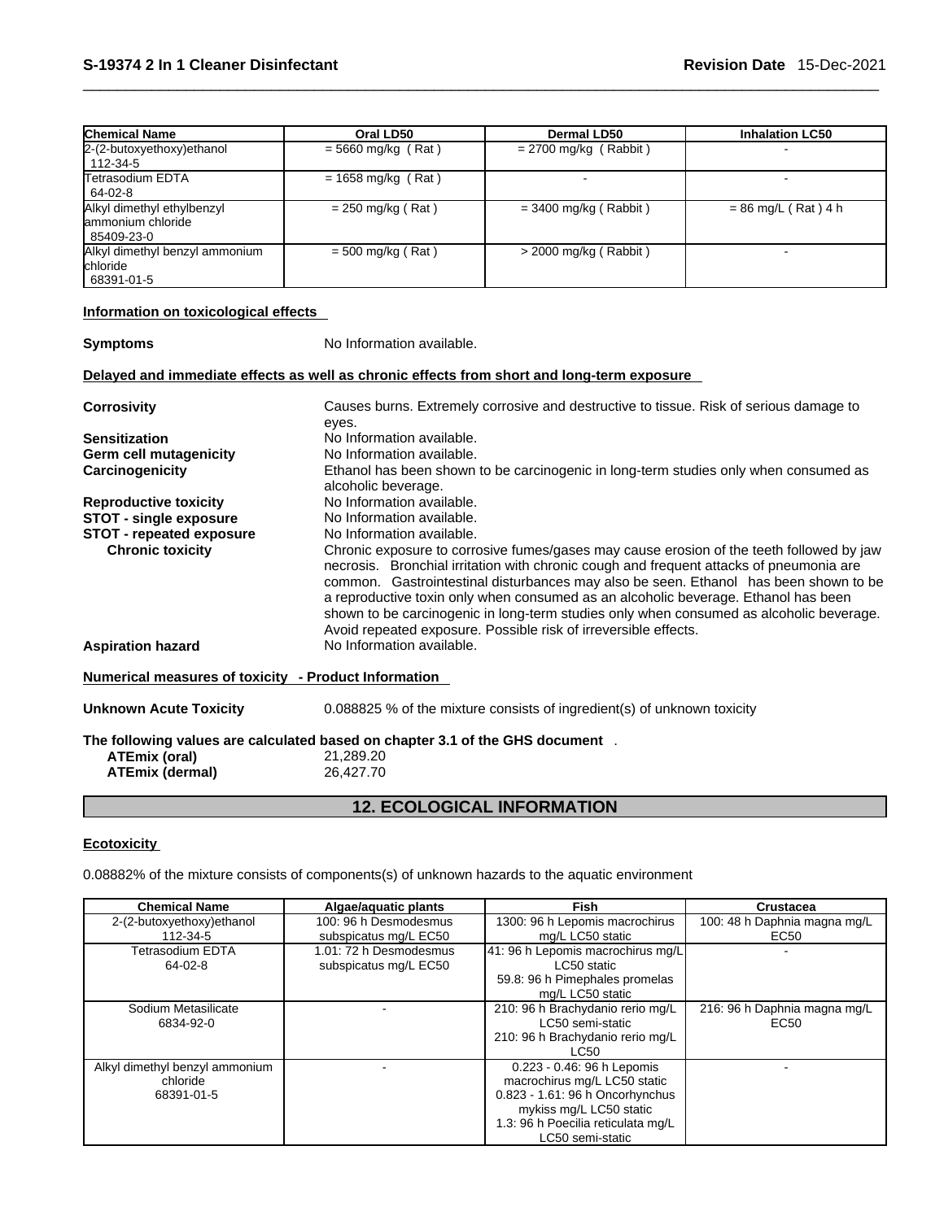| Chemical Name | Oral LD50 | Dermal LD50 | Inhalation LC50 |
| --- | --- | --- | --- |
| 2-(2-butoxyethoxy)ethanol 112-34-5 | = 5660 mg/kg ( Rat ) | = 2700 mg/kg ( Rabbit ) | - |
| Tetrasodium EDTA 64-02-8 | = 1658 mg/kg ( Rat ) | - | - |
| Alkyl dimethyl ethylbenzyl ammonium chloride 85409-23-0 | = 250 mg/kg ( Rat ) | = 3400 mg/kg ( Rabbit ) | = 86 mg/L ( Rat ) 4 h |
| Alkyl dimethyl benzyl ammonium chloride 68391-01-5 | = 500 mg/kg ( Rat ) | > 2000 mg/kg ( Rabbit ) | - |

**Information on toxicological effects**

**Symptoms** No Information available.

**Delayed and immediate effects as well as chronic effects from short and long-term exposure**

**Corrosivity** Causes burns. Extremely corrosive and destructive to tissue. Risk of serious damage to eyes.

**Sensitization** No Information available.

**Germ cell mutagenicity** No Information available.

**Carcinogenicity** Ethanol has been shown to be carcinogenic in long-term studies only when consumed as alcoholic beverage.

**Reproductive toxicity** No Information available.

**STOT - single exposure** No Information available.

**STOT - repeated exposure** No Information available.

**Chronic toxicity** Chronic exposure to corrosive fumes/gases may cause erosion of the teeth followed by jaw necrosis. Bronchial irritation with chronic cough and frequent attacks of pneumonia are common. Gastrointestinal disturbances may also be seen. Ethanol has been shown to be a reproductive toxin only when consumed as an alcoholic beverage. Ethanol has been shown to be carcinogenic in long-term studies only when consumed as alcoholic beverage. Avoid repeated exposure. Possible risk of irreversible effects.

**Aspiration hazard** No Information available.

**Numerical measures of toxicity - Product Information**

**Unknown Acute Toxicity** 0.088825 % of the mixture consists of ingredient(s) of unknown toxicity

**The following values are calculated based on chapter 3.1 of the GHS document** .

**ATEmix (oral)** 21,289.20

**ATEmix (dermal)** 26,427.70

## 12. ECOLOGICAL INFORMATION

**Ecotoxicity**

0.08882% of the mixture consists of components(s) of unknown hazards to the aquatic environment

| Chemical Name | Algae/aquatic plants | Fish | Crustacea |
| --- | --- | --- | --- |
| 2-(2-butoxyethoxy)ethanol 112-34-5 | 100: 96 h Desmodesmus subspicatus mg/L EC50 | 1300: 96 h Lepomis macrochirus mg/L LC50 static | 100: 48 h Daphnia magna mg/L EC50 |
| Tetrasodium EDTA 64-02-8 | 1.01: 72 h Desmodesmus subspicatus mg/L EC50 | 41: 96 h Lepomis macrochirus mg/L LC50 static 59.8: 96 h Pimephales promelas mg/L LC50 static | - |
| Sodium Metasilicate 6834-92-0 | - | 210: 96 h Brachydanio rerio mg/L LC50 semi-static 210: 96 h Brachydanio rerio mg/L LC50 | 216: 96 h Daphnia magna mg/L EC50 |
| Alkyl dimethyl benzyl ammonium chloride 68391-01-5 | - | 0.223 - 0.46: 96 h Lepomis macrochirus mg/L LC50 static 0.823 - 1.61: 96 h Oncorhynchus mykiss mg/L LC50 static 1.3: 96 h Poecilia reticulata mg/L LC50 semi-static | - |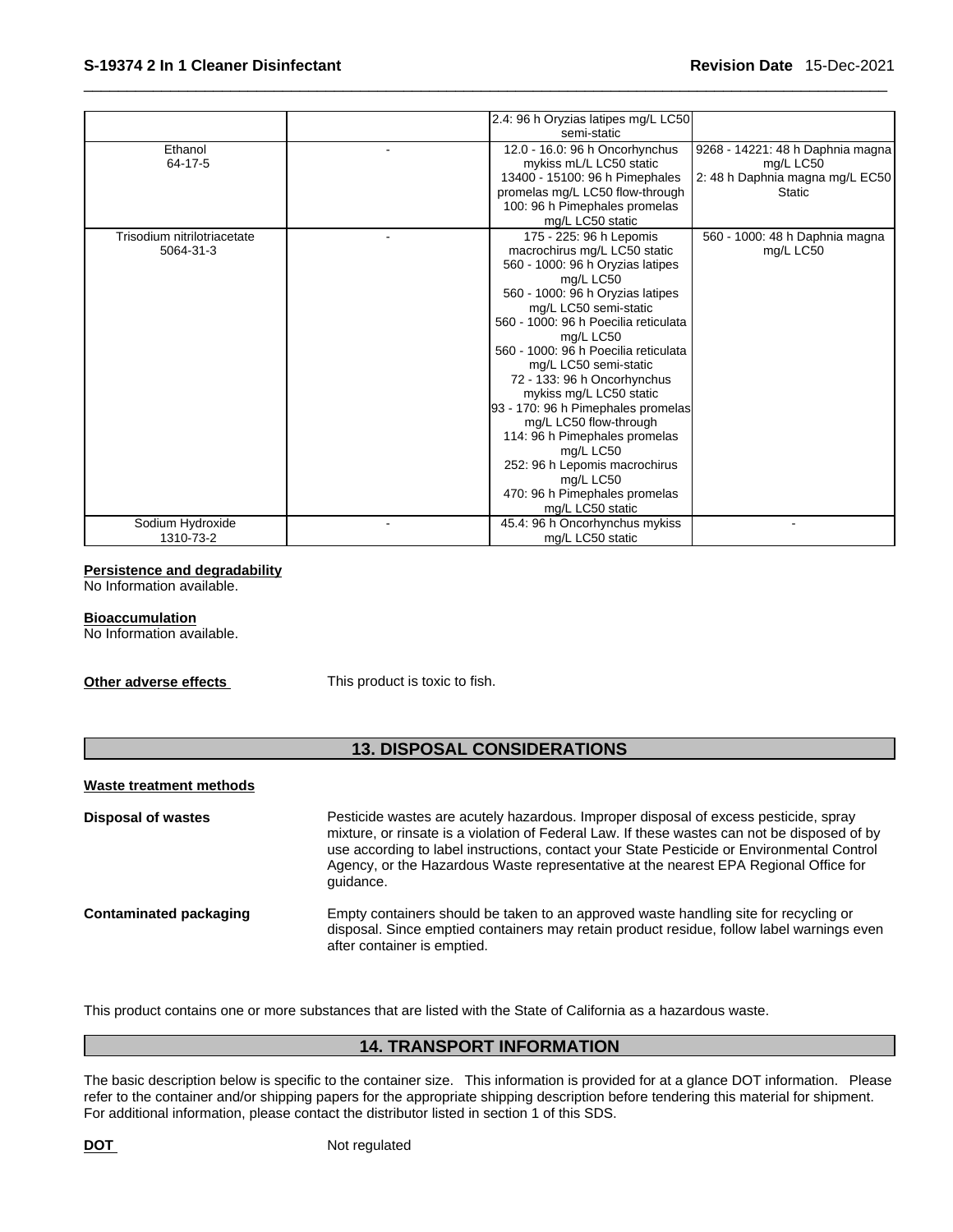| | | | |
|---|---|---|---|
| | | 2.4: 96 h Oryzias latipes mg/L LC50 semi-static | |
| Ethanol<br>64-17-5 | - | 12.0 - 16.0: 96 h Oncorhynchus mykiss mL/L LC50 static<br>13400 - 15100: 96 h Pimephales promelas mg/L LC50 flow-through<br>100: 96 h Pimephales promelas mg/L LC50 static | 9268 - 14221: 48 h Daphnia magna mg/L LC50<br>2: 48 h Daphnia magna mg/L EC50 Static |
| Trisodium nitrilotriacetate<br>5064-31-3 | - | 175 - 225: 96 h Lepomis macrochirus mg/L LC50 static<br>560 - 1000: 96 h Oryzias latipes mg/L LC50<br>560 - 1000: 96 h Oryzias latipes mg/L LC50 semi-static<br>560 - 1000: 96 h Poecilia reticulata mg/L LC50<br>560 - 1000: 96 h Poecilia reticulata mg/L LC50 semi-static<br>72 - 133: 96 h Oncorhynchus mykiss mg/L LC50 static<br>93 - 170: 96 h Pimephales promelas mg/L LC50 flow-through<br>114: 96 h Pimephales promelas mg/L LC50<br>252: 96 h Lepomis macrochirus mg/L LC50<br>470: 96 h Pimephales promelas mg/L LC50 static | 560 - 1000: 48 h Daphnia magna mg/L LC50 |
| Sodium Hydroxide<br>1310-73-2 | - | 45.4: 96 h Oncorhynchus mykiss mg/L LC50 static | - |

**Persistence and degradability**

No Information available.

**Bioaccumulation**

No Information available.

**Other adverse effects** This product is toxic to fish.

## 13. DISPOSAL CONSIDERATIONS

**Waste treatment methods**

**Disposal of wastes** Pesticide wastes are acutely hazardous. Improper disposal of excess pesticide, spray mixture, or rinsate is a violation of Federal Law. If these wastes can not be disposed of by use according to label instructions, contact your State Pesticide or Environmental Control Agency, or the Hazardous Waste representative at the nearest EPA Regional Office for guidance.

**Contaminated packaging** Empty containers should be taken to an approved waste handling site for recycling or disposal. Since emptied containers may retain product residue, follow label warnings even after container is emptied.

This product contains one or more substances that are listed with the State of California as a hazardous waste.

## 14. TRANSPORT INFORMATION

The basic description below is specific to the container size. This information is provided for at a glance DOT information. Please refer to the container and/or shipping papers for the appropriate shipping description before tendering this material for shipment. For additional information, please contact the distributor listed in section 1 of this SDS.

**DOT** Not regulated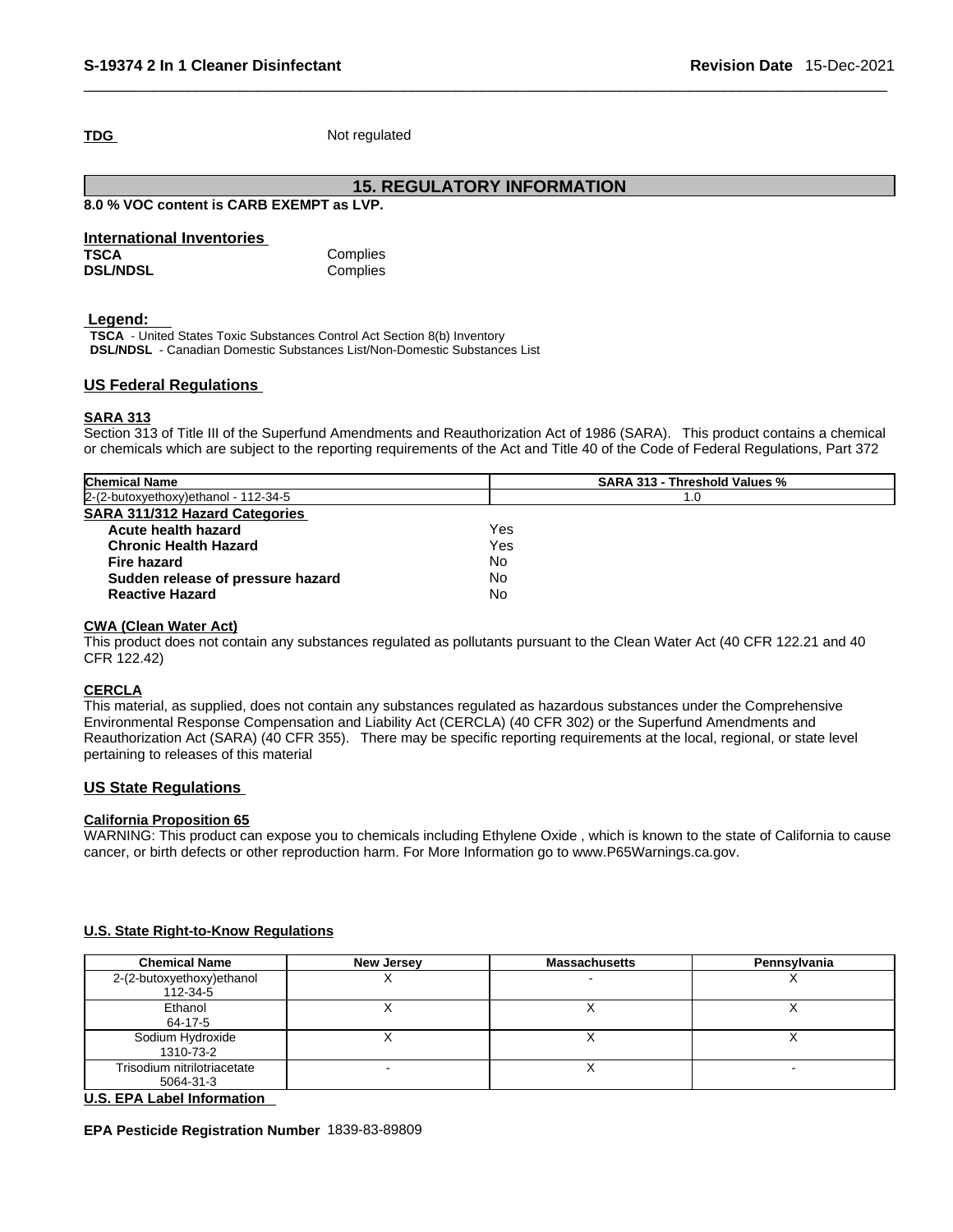**TDG** Not regulated

## 15. REGULATORY INFORMATION

**8.0 % VOC content is CARB EXEMPT as LVP.**

### International Inventories

| | |
|---|---|
| **TSCA** | Complies |
| **DSL/NDSL** | Complies |

**Legend:**

**TSCA** - United States Toxic Substances Control Act Section 8(b) Inventory
**DSL/NDSL** - Canadian Domestic Substances List/Non-Domestic Substances List

### US Federal Regulations

**SARA 313**

Section 313 of Title III of the Superfund Amendments and Reauthorization Act of 1986 (SARA). This product contains a chemical or chemicals which are subject to the reporting requirements of the Act and Title 40 of the Code of Federal Regulations, Part 372

| Chemical Name | SARA 313 - Threshold Values % |
|---|---|
| 2-(2-butoxyethoxy)ethanol - 112-34-5 | 1.0 |

**SARA 311/312 Hazard Categories**

| | |
|---|---|
| **Acute health hazard** | Yes |
| **Chronic Health Hazard** | Yes |
| **Fire hazard** | No |
| **Sudden release of pressure hazard** | No |
| **Reactive Hazard** | No |

**CWA (Clean Water Act)**

This product does not contain any substances regulated as pollutants pursuant to the Clean Water Act (40 CFR 122.21 and 40 CFR 122.42)

**CERCLA**

This material, as supplied, does not contain any substances regulated as hazardous substances under the Comprehensive Environmental Response Compensation and Liability Act (CERCLA) (40 CFR 302) or the Superfund Amendments and Reauthorization Act (SARA) (40 CFR 355). There may be specific reporting requirements at the local, regional, or state level pertaining to releases of this material

### US State Regulations

**California Proposition 65**

WARNING: This product can expose you to chemicals including Ethylene Oxide , which is known to the state of California to cause cancer, or birth defects or other reproduction harm. For More Information go to www.P65Warnings.ca.gov.

**U.S. State Right-to-Know Regulations**

| Chemical Name | New Jersey | Massachusetts | Pennsylvania |
|---|---|---|---|
| 2-(2-butoxyethoxy)ethanol 112-34-5 | X | - | X |
| Ethanol 64-17-5 | X | X | X |
| Sodium Hydroxide 1310-73-2 | X | X | X |
| Trisodium nitrilotriacetate 5064-31-3 | - | X | - |

**U.S. EPA Label Information**

**EPA Pesticide Registration Number** 1839-83-89809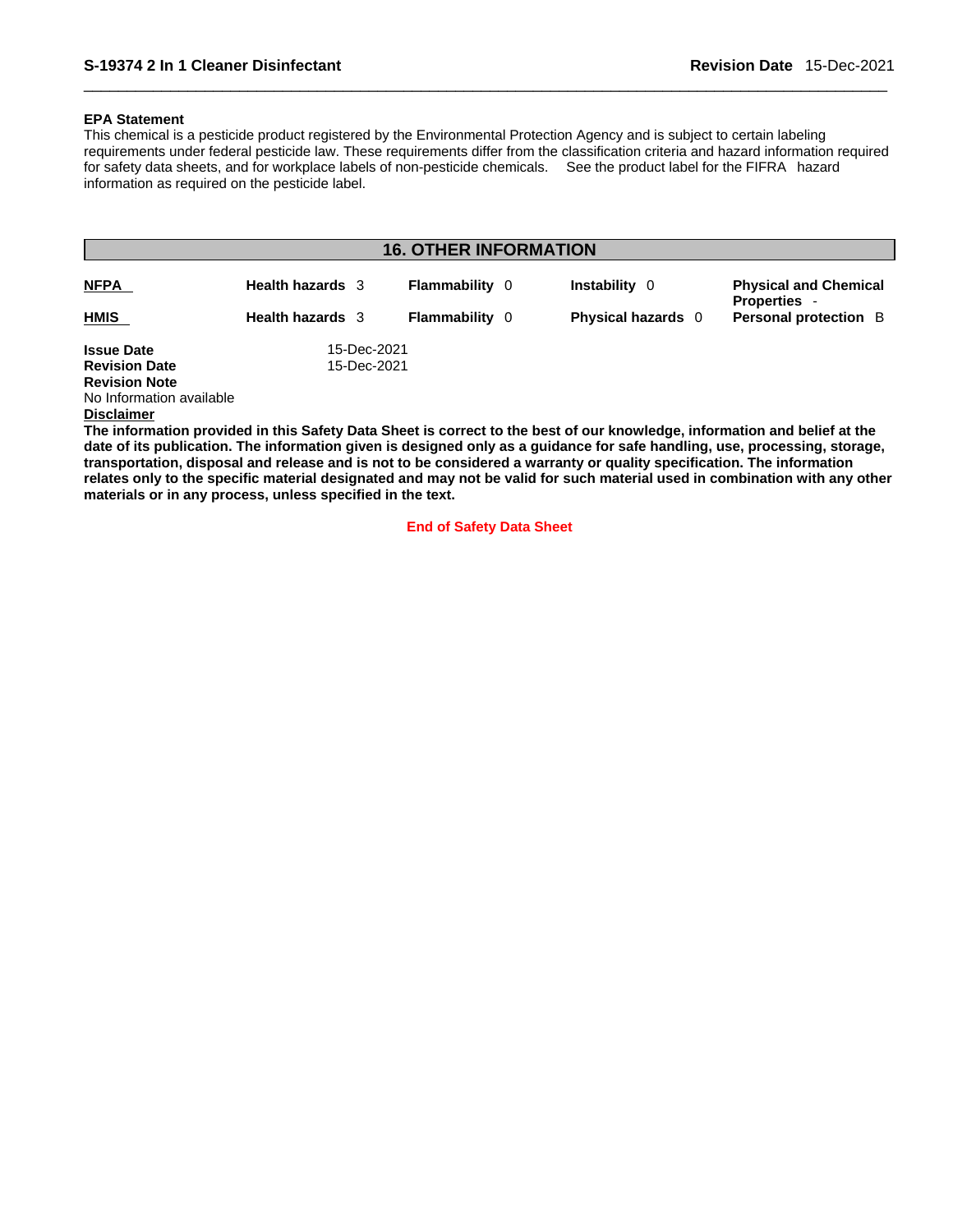**EPA Statement**
This chemical is a pesticide product registered by the Environmental Protection Agency and is subject to certain labeling requirements under federal pesticide law. These requirements differ from the classification criteria and hazard information required for safety data sheets, and for workplace labels of non-pesticide chemicals. See the product label for the FIFRA hazard information as required on the pesticide label.

## 16. OTHER INFORMATION

| | | | | |
|---|---|---|---|---|
| **NFPA** | **Health hazards** 3 | **Flammability** 0 | **Instability** 0 | **Physical and Chemical Properties** - |
| **HMIS** | **Health hazards** 3 | **Flammability** 0 | **Physical hazards** 0 | **Personal protection** B |

**Issue Date** 15-Dec-2021
**Revision Date** 15-Dec-2021
**Revision Note**
No Information available

**Disclaimer**

**The information provided in this Safety Data Sheet is correct to the best of our knowledge, information and belief at the date of its publication. The information given is designed only as a guidance for safe handling, use, processing, storage, transportation, disposal and release and is not to be considered a warranty or quality specification. The information relates only to the specific material designated and may not be valid for such material used in combination with any other materials or in any process, unless specified in the text.**

**End of Safety Data Sheet**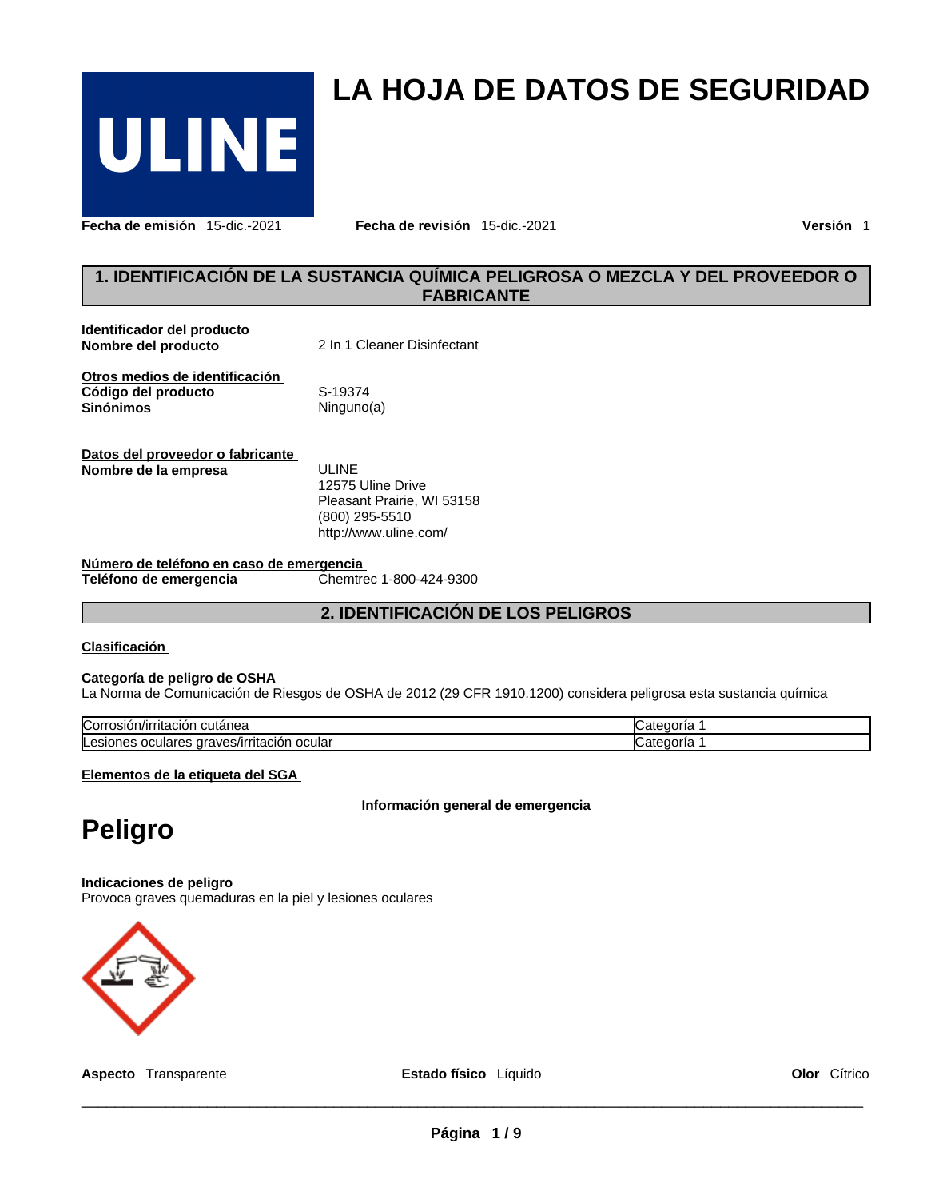# LA HOJA DE DATOS DE SEGURIDAD

**Fecha de emisión** 15-dic.-2021 **Fecha de revisión** 15-dic.-2021 **Versión** 1

## 1. IDENTIFICACIÓN DE LA SUSTANCIA QUÍMICA PELIGROSA O MEZCLA Y DEL PROVEEDOR O FABRICANTE

**Identificador del producto**

**Nombre del producto** 2 In 1 Cleaner Disinfectant

**Otros medios de identificación**

**Código del producto** S-19374

**Sinónimos** Ninguno(a)

**Datos del proveedor o fabricante**

**Nombre de la empresa** ULINE
12575 Uline Drive
Pleasant Prairie, WI 53158
(800) 295-5510
http://www.uline.com/

**Número de teléfono en caso de emergencia**

**Teléfono de emergencia** Chemtrec 1-800-424-9300

## 2. IDENTIFICACIÓN DE LOS PELIGROS

**Clasificación**

**Categoría de peligro de OSHA**
La Norma de Comunicación de Riesgos de OSHA de 2012 (29 CFR 1910.1200) considera peligrosa esta sustancia química

| | |
|---|---|
| Corrosión/irritación cutánea | Categoría 1 |
| Lesiones oculares graves/irritación ocular | Categoría 1 |

**Elementos de la etiqueta del SGA**

**Información general de emergencia**

# Peligro

**Indicaciones de peligro**
Provoca graves quemaduras en la piel y lesiones oculares

**Aspecto** Transparente **Estado físico** Líquido **Olor** Cítrico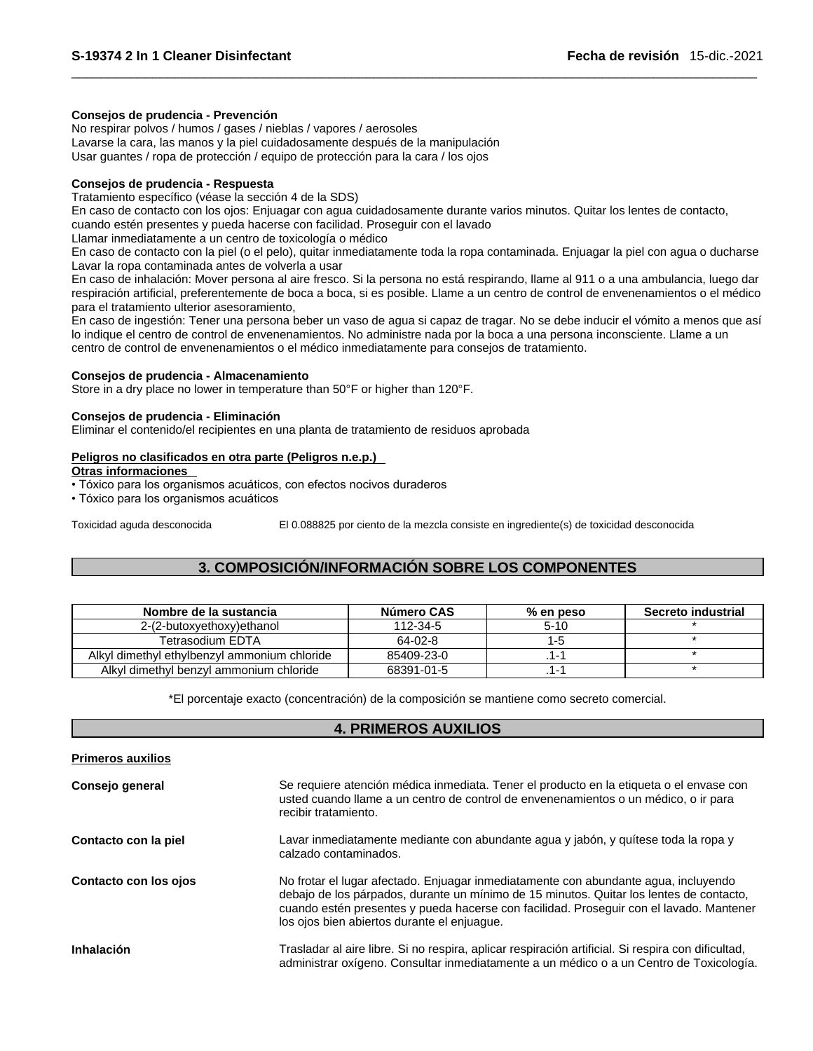**Consejos de prudencia - Prevención**
No respirar polvos / humos / gases / nieblas / vapores / aerosoles
Lavarse la cara, las manos y la piel cuidadosamente después de la manipulación
Usar guantes / ropa de protección / equipo de protección para la cara / los ojos

**Consejos de prudencia - Respuesta**
Tratamiento específico (véase la sección 4 de la SDS)
En caso de contacto con los ojos: Enjuagar con agua cuidadosamente durante varios minutos. Quitar los lentes de contacto, cuando estén presentes y pueda hacerse con facilidad. Proseguir con el lavado
Llamar inmediatamente a un centro de toxicología o médico
En caso de contacto con la piel (o el pelo), quitar inmediatamente toda la ropa contaminada. Enjuagar la piel con agua o ducharse
Lavar la ropa contaminada antes de volverla a usar
En caso de inhalación: Mover persona al aire fresco. Si la persona no está respirando, llame al 911 o a una ambulancia, luego dar respiración artificial, preferentemente de boca a boca, si es posible. Llame a un centro de control de envenenamientos o el médico para el tratamiento ulterior asesoramiento,
En caso de ingestión: Tener una persona beber un vaso de agua si capaz de tragar. No se debe inducir el vómito a menos que así lo indique el centro de control de envenenamientos. No administre nada por la boca a una persona inconsciente. Llame a un centro de control de envenenamientos o el médico inmediatamente para consejos de tratamiento.

**Consejos de prudencia - Almacenamiento**
Store in a dry place no lower in temperature than 50°F or higher than 120°F.

**Consejos de prudencia - Eliminación**
Eliminar el contenido/el recipientes en una planta de tratamiento de residuos aprobada

**Peligros no clasificados en otra parte (Peligros n.e.p.)**
**Otras informaciones**
- Tóxico para los organismos acuáticos, con efectos nocivos duraderos
- Tóxico para los organismos acuáticos

Toxicidad aguda desconocida    El 0.088825 por ciento de la mezcla consiste en ingrediente(s) de toxicidad desconocida

## 3. COMPOSICIÓN/INFORMACIÓN SOBRE LOS COMPONENTES

| Nombre de la sustancia | Número CAS | % en peso | Secreto industrial |
|---|---|---|---|
| 2-(2-butoxyethoxy)ethanol | 112-34-5 | 5-10 | * |
| Tetrasodium EDTA | 64-02-8 | 1-5 | * |
| Alkyl dimethyl ethylbenzyl ammonium chloride | 85409-23-0 | .1-1 | * |
| Alkyl dimethyl benzyl ammonium chloride | 68391-01-5 | .1-1 | * |

*El porcentaje exacto (concentración) de la composición se mantiene como secreto comercial.

## 4. PRIMEROS AUXILIOS

**Primeros auxilios**

**Consejo general** Se requiere atención médica inmediata. Tener el producto en la etiqueta o el envase con usted cuando llame a un centro de control de envenenamientos o un médico, o ir para recibir tratamiento.

**Contacto con la piel** Lavar inmediatamente mediante con abundante agua y jabón, y quítese toda la ropa y calzado contaminados.

**Contacto con los ojos** No frotar el lugar afectado. Enjuagar inmediatamente con abundante agua, incluyendo debajo de los párpados, durante un mínimo de 15 minutos. Quitar los lentes de contacto, cuando estén presentes y pueda hacerse con facilidad. Proseguir con el lavado. Mantener los ojos bien abiertos durante el enjuague.

**Inhalación** Trasladar al aire libre. Si no respira, aplicar respiración artificial. Si respira con dificultad, administrar oxígeno. Consultar inmediatamente a un médico o a un Centro de Toxicología.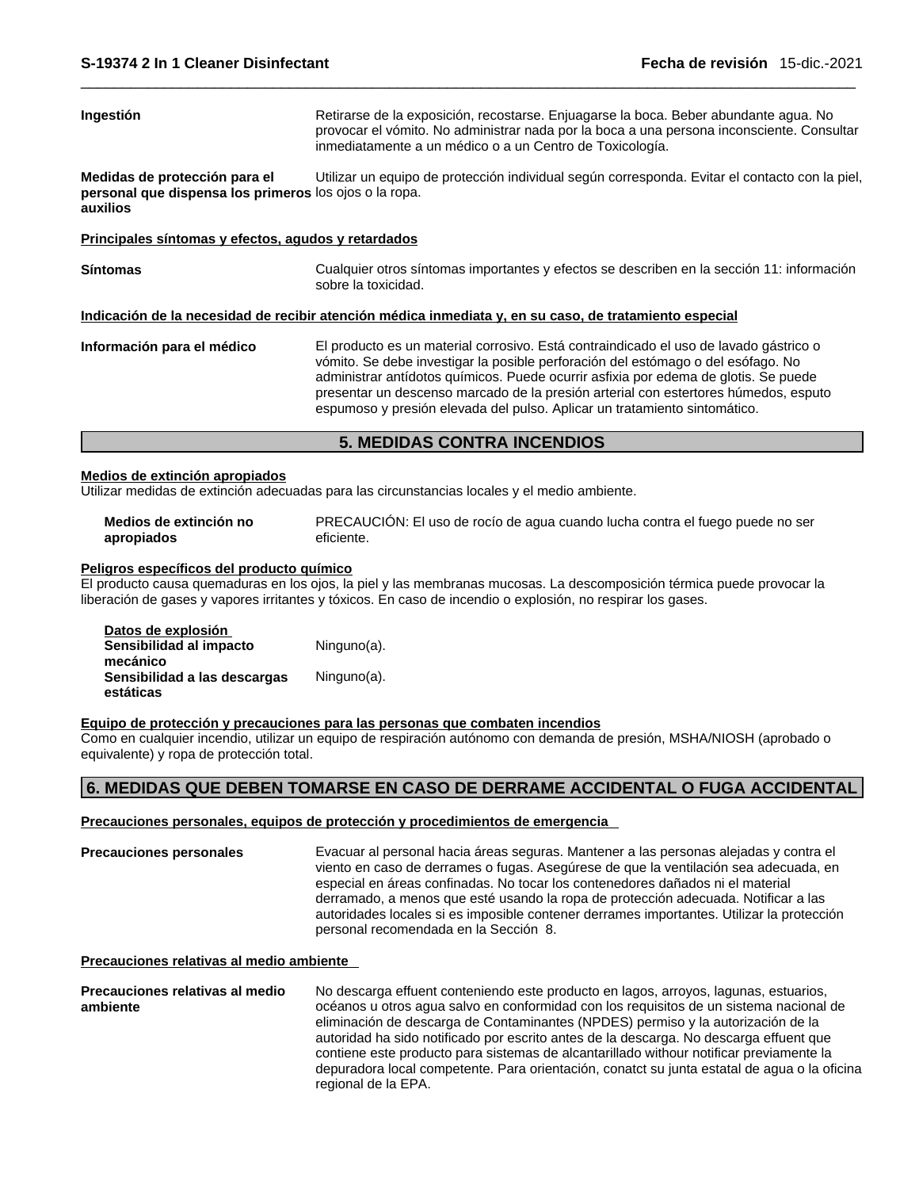**Ingestión** Retirarse de la exposición, recostarse. Enjuagarse la boca. Beber abundante agua. No provocar el vómito. No administrar nada por la boca a una persona inconsciente. Consultar inmediatamente a un médico o a un Centro de Toxicología.

**Medidas de protección para el personal que dispensa los primeros auxilios** Utilizar un equipo de protección individual según corresponda. Evitar el contacto con la piel, los ojos o la ropa.

**Principales síntomas y efectos, agudos y retardados**

**Síntomas** Cualquier otros síntomas importantes y efectos se describen en la sección 11: información sobre la toxicidad.

**Indicación de la necesidad de recibir atención médica inmediata y, en su caso, de tratamiento especial**

**Información para el médico** El producto es un material corrosivo. Está contraindicado el uso de lavado gástrico o vómito. Se debe investigar la posible perforación del estómago o del esófago. No administrar antídotos químicos. Puede ocurrir asfixia por edema de glotis. Se puede presentar un descenso marcado de la presión arterial con estertores húmedos, esputo espumoso y presión elevada del pulso. Aplicar un tratamiento sintomático.

## 5. MEDIDAS CONTRA INCENDIOS

**Medios de extinción apropiados**
Utilizar medidas de extinción adecuadas para las circunstancias locales y el medio ambiente.

**Medios de extinción no apropiados** PRECAUCIÓN: El uso de rocío de agua cuando lucha contra el fuego puede no ser eficiente.

**Peligros específicos del producto químico**
El producto causa quemaduras en los ojos, la piel y las membranas mucosas. La descomposición térmica puede provocar la liberación de gases y vapores irritantes y tóxicos. En caso de incendio o explosión, no respirar los gases.

**Datos de explosión**

**Sensibilidad al impacto mecánico** Ninguno(a).

**Sensibilidad a las descargas estáticas** Ninguno(a).

**Equipo de protección y precauciones para las personas que combaten incendios**
Como en cualquier incendio, utilizar un equipo de respiración autónomo con demanda de presión, MSHA/NIOSH (aprobado o equivalente) y ropa de protección total.

## 6. MEDIDAS QUE DEBEN TOMARSE EN CASO DE DERRAME ACCIDENTAL O FUGA ACCIDENTAL

**Precauciones personales, equipos de protección y procedimientos de emergencia**

**Precauciones personales** Evacuar al personal hacia áreas seguras. Mantener a las personas alejadas y contra el viento en caso de derrames o fugas. Asegúrese de que la ventilación sea adecuada, en especial en áreas confinadas. No tocar los contenedores dañados ni el material derramado, a menos que esté usando la ropa de protección adecuada. Notificar a las autoridades locales si es imposible contener derrames importantes. Utilizar la protección personal recomendada en la Sección 8.

**Precauciones relativas al medio ambiente**

**Precauciones relativas al medio ambiente** No descarga effuent conteniendo este producto en lagos, arroyos, lagunas, estuarios, océanos u otros agua salvo en conformidad con los requisitos de un sistema nacional de eliminación de descarga de Contaminantes (NPDES) permiso y la autorización de la autoridad ha sido notificado por escrito antes de la descarga. No descarga effuent que contiene este producto para sistemas de alcantarillado withour notificar previamente la depuradora local competente. Para orientación, conatct su junta estatal de agua o la oficina regional de la EPA.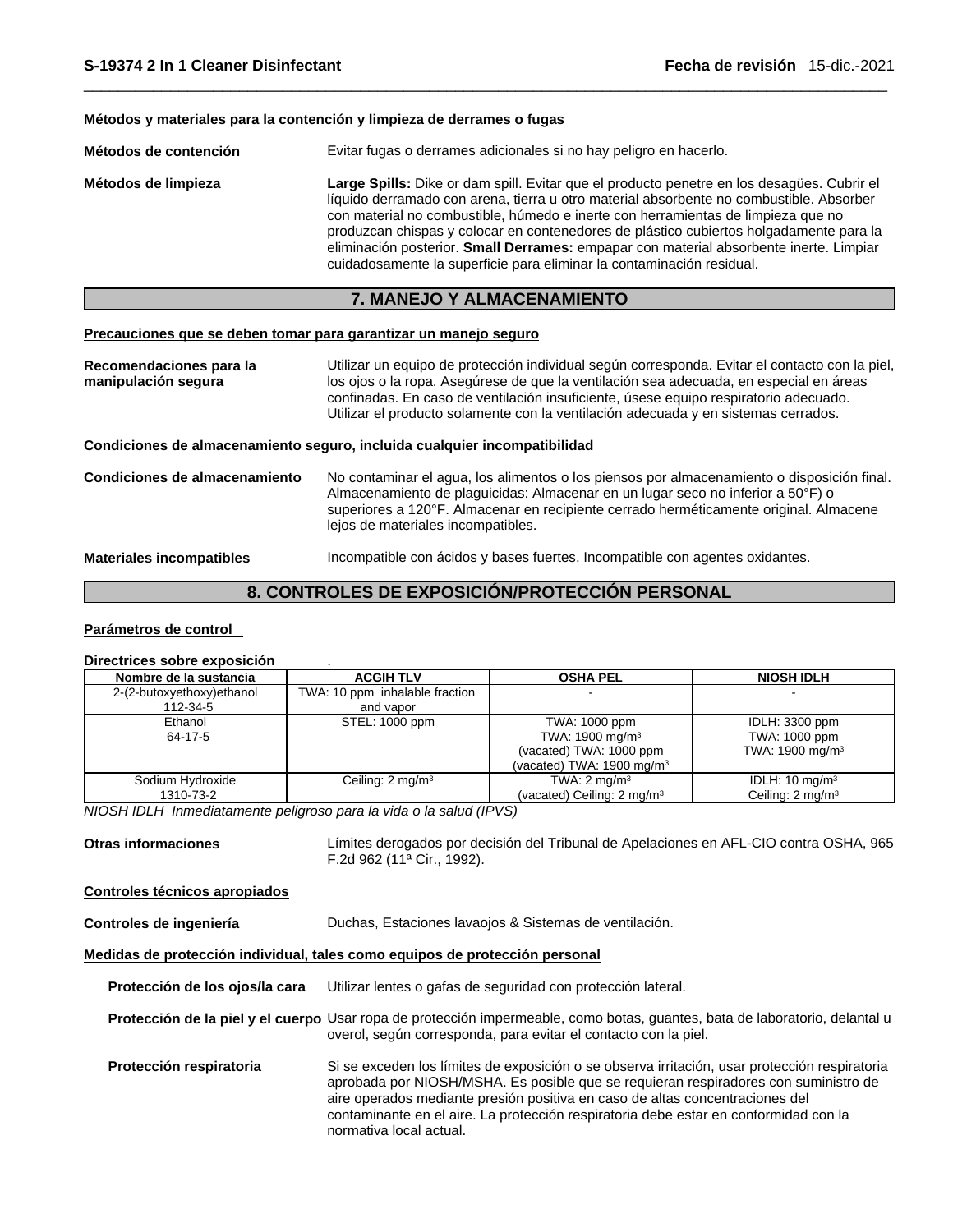**Métodos y materiales para la contención y limpieza de derrames o fugas**

**Métodos de contención** Evitar fugas o derrames adicionales si no hay peligro en hacerlo.

**Métodos de limpieza** **Large Spills:** Dike or dam spill. Evitar que el producto penetre en los desagües. Cubrir el líquido derramado con arena, tierra u otro material absorbente no combustible. Absorber con material no combustible, húmedo e inerte con herramientas de limpieza que no produzcan chispas y colocar en contenedores de plástico cubiertos holgadamente para la eliminación posterior. **Small Derrames:** empapar con material absorbente inerte. Limpiar cuidadosamente la superficie para eliminar la contaminación residual.

## 7. MANEJO Y ALMACENAMIENTO

**Precauciones que se deben tomar para garantizar un manejo seguro**

**Recomendaciones para la manipulación segura** Utilizar un equipo de protección individual según corresponda. Evitar el contacto con la piel, los ojos o la ropa. Asegúrese de que la ventilación sea adecuada, en especial en áreas confinadas. En caso de ventilación insuficiente, úsese equipo respiratorio adecuado. Utilizar el producto solamente con la ventilación adecuada y en sistemas cerrados.

**Condiciones de almacenamiento seguro, incluida cualquier incompatibilidad**

**Condiciones de almacenamiento** No contaminar el agua, los alimentos o los piensos por almacenamiento o disposición final. Almacenamiento de plaguicidas: Almacenar en un lugar seco no inferior a 50°F) o superiores a 120°F. Almacenar en recipiente cerrado herméticamente original. Almacene lejos de materiales incompatibles.

**Materiales incompatibles** Incompatible con ácidos y bases fuertes. Incompatible con agentes oxidantes.

## 8. CONTROLES DE EXPOSICIÓN/PROTECCIÓN PERSONAL

**Parámetros de control**

**Directrices sobre exposición** .

| Nombre de la sustancia | ACGIH TLV | OSHA PEL | NIOSH IDLH |
|---|---|---|---|
| 2-(2-butoxyethoxy)ethanol 112-34-5 | TWA: 10 ppm inhalable fraction and vapor | - | - |
| Ethanol 64-17-5 | STEL: 1000 ppm | TWA: 1000 ppm TWA: 1900 mg/m³ (vacated) TWA: 1000 ppm (vacated) TWA: 1900 mg/m³ | IDLH: 3300 ppm TWA: 1000 ppm TWA: 1900 mg/m³ |
| Sodium Hydroxide 1310-73-2 | Ceiling: 2 mg/m³ | TWA: 2 mg/m³ (vacated) Ceiling: 2 mg/m³ | IDLH: 10 mg/m³ Ceiling: 2 mg/m³ |

*NIOSH IDLH Inmediatamente peligroso para la vida o la salud (IPVS)*

**Otras informaciones** Límites derogados por decisión del Tribunal de Apelaciones en AFL-CIO contra OSHA, 965 F.2d 962 (11ª Cir., 1992).

**Controles técnicos apropiados**

**Controles de ingeniería** Duchas, Estaciones lavaojos & Sistemas de ventilación.

**Medidas de protección individual, tales como equipos de protección personal**

**Protección de los ojos/la cara** Utilizar lentes o gafas de seguridad con protección lateral.

**Protección de la piel y el cuerpo** Usar ropa de protección impermeable, como botas, guantes, bata de laboratorio, delantal u overol, según corresponda, para evitar el contacto con la piel.

**Protección respiratoria** Si se exceden los límites de exposición o se observa irritación, usar protección respiratoria aprobada por NIOSH/MSHA. Es posible que se requieran respiradores con suministro de aire operados mediante presión positiva en caso de altas concentraciones del contaminante en el aire. La protección respiratoria debe estar en conformidad con la normativa local actual.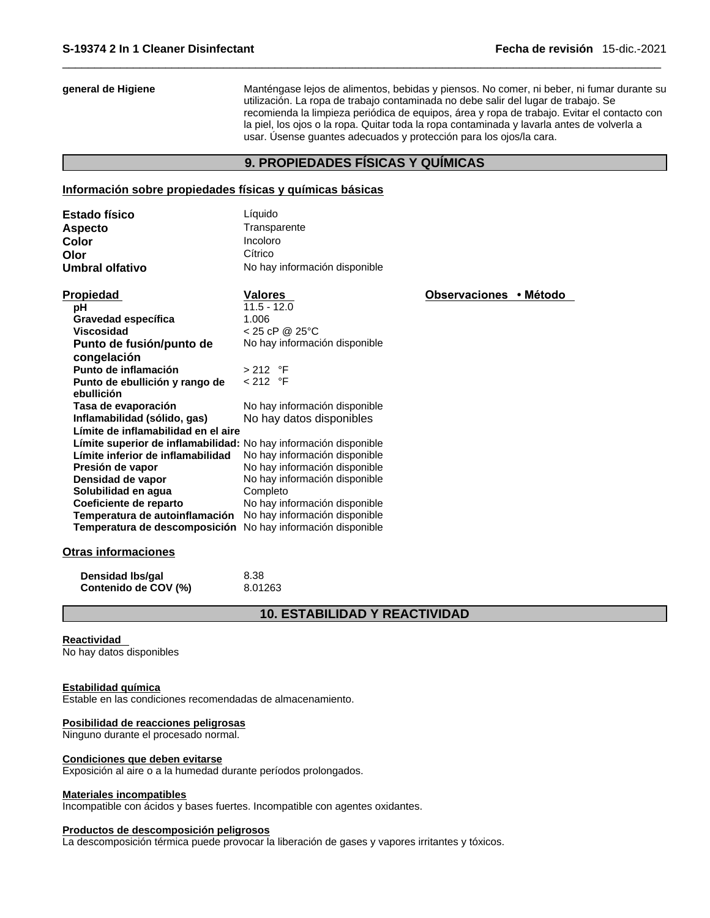**general de Higiene** — Manténgase lejos de alimentos, bebidas y piensos. No comer, ni beber, ni fumar durante su utilización. La ropa de trabajo contaminada no debe salir del lugar de trabajo. Se recomienda la limpieza periódica de equipos, área y ropa de trabajo. Evitar el contacto con la piel, los ojos o la ropa. Quitar toda la ropa contaminada y lavarla antes de volverla a usar. Úsense guantes adecuados y protección para los ojos/la cara.

## 9. PROPIEDADES FÍSICAS Y QUÍMICAS

### Información sobre propiedades físicas y químicas básicas

| | |
|---|---|
| **Estado físico** | Líquido |
| **Aspecto** | Transparente |
| **Color** | Incoloro |
| **Olor** | Cítrico |
| **Umbral olfativo** | No hay información disponible |

| Propiedad | Valores | Observaciones • Método |
|---|---|---|
| **pH** | 11.5 - 12.0 | |
| **Gravedad específica** | 1.006 | |
| **Viscosidad** | < 25 cP @ 25°C | |
| **Punto de fusión/punto de congelación** | No hay información disponible | |
| **Punto de inflamación** | > 212 °F | |
| **Punto de ebullición y rango de ebullición** | < 212 °F | |
| **Tasa de evaporación** | No hay información disponible | |
| **Inflamabilidad (sólido, gas)** | No hay datos disponibles | |
| **Límite de inflamabilidad en el aire** | | |
| **Límite superior de inflamabilidad:** | No hay información disponible | |
| **Límite inferior de inflamabilidad** | No hay información disponible | |
| **Presión de vapor** | No hay información disponible | |
| **Densidad de vapor** | No hay información disponible | |
| **Solubilidad en agua** | Completo | |
| **Coeficiente de reparto** | No hay información disponible | |
| **Temperatura de autoinflamación** | No hay información disponible | |
| **Temperatura de descomposición** | No hay información disponible | |

### Otras informaciones

| | |
|---|---|
| **Densidad lbs/gal** | 8.38 |
| **Contenido de COV (%)** | 8.01263 |

## 10. ESTABILIDAD Y REACTIVIDAD

**Reactividad**
No hay datos disponibles

**Estabilidad química**
Estable en las condiciones recomendadas de almacenamiento.

**Posibilidad de reacciones peligrosas**
Ninguno durante el procesado normal.

**Condiciones que deben evitarse**
Exposición al aire o a la humedad durante períodos prolongados.

**Materiales incompatibles**
Incompatible con ácidos y bases fuertes. Incompatible con agentes oxidantes.

**Productos de descomposición peligrosos**
La descomposición térmica puede provocar la liberación de gases y vapores irritantes y tóxicos.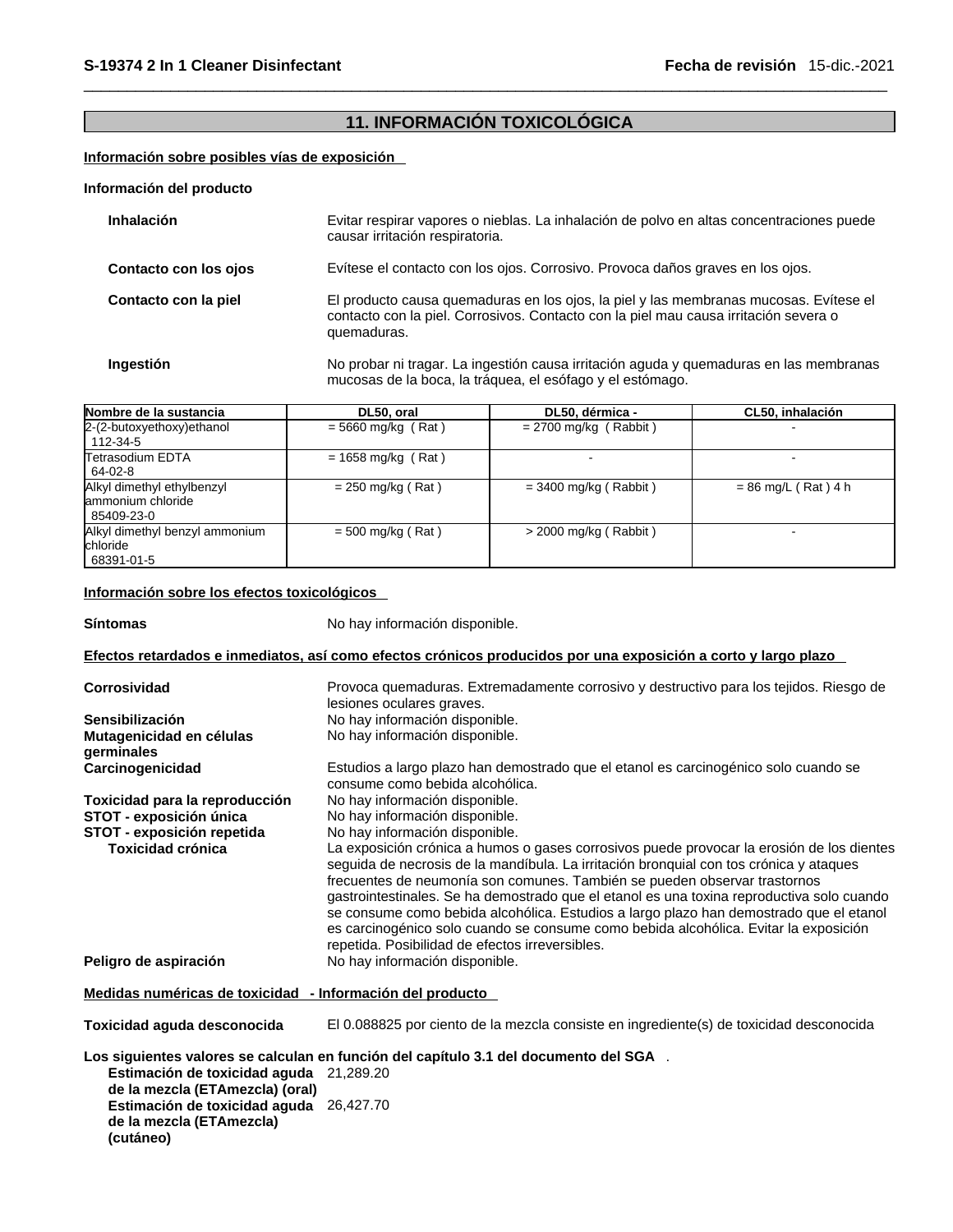## 11. INFORMACIÓN TOXICOLÓGICA

**Información sobre posibles vías de exposición**

**Información del producto**

**Inhalación** Evitar respirar vapores o nieblas. La inhalación de polvo en altas concentraciones puede causar irritación respiratoria.

**Contacto con los ojos** Evítese el contacto con los ojos. Corrosivo. Provoca daños graves en los ojos.

**Contacto con la piel** El producto causa quemaduras en los ojos, la piel y las membranas mucosas. Evítese el contacto con la piel. Corrosivos. Contacto con la piel mau causa irritación severa o quemaduras.

**Ingestión** No probar ni tragar. La ingestión causa irritación aguda y quemaduras en las membranas mucosas de la boca, la tráquea, el esófago y el estómago.

| Nombre de la sustancia | DL50, oral | DL50, dérmica - | CL50, inhalación |
|---|---|---|---|
| 2-(2-butoxyethoxy)ethanol 112-34-5 | = 5660 mg/kg ( Rat ) | = 2700 mg/kg ( Rabbit ) | - |
| Tetrasodium EDTA 64-02-8 | = 1658 mg/kg ( Rat ) | - | - |
| Alkyl dimethyl ethylbenzyl ammonium chloride 85409-23-0 | = 250 mg/kg ( Rat ) | = 3400 mg/kg ( Rabbit ) | = 86 mg/L ( Rat ) 4 h |
| Alkyl dimethyl benzyl ammonium chloride 68391-01-5 | = 500 mg/kg ( Rat ) | > 2000 mg/kg ( Rabbit ) | - |

**Información sobre los efectos toxicológicos**

**Síntomas** No hay información disponible.

**Efectos retardados e inmediatos, así como efectos crónicos producidos por una exposición a corto y largo plazo**

**Corrosividad** Provoca quemaduras. Extremadamente corrosivo y destructivo para los tejidos. Riesgo de lesiones oculares graves.

**Sensibilización** No hay información disponible.

**Mutagenicidad en células germinales** No hay información disponible.

**Carcinogenicidad** Estudios a largo plazo han demostrado que el etanol es carcinogénico solo cuando se consume como bebida alcohólica.

**Toxicidad para la reproducción** No hay información disponible.

**STOT - exposición única** No hay información disponible.

**STOT - exposición repetida** No hay información disponible.

**Toxicidad crónica** La exposición crónica a humos o gases corrosivos puede provocar la erosión de los dientes seguida de necrosis de la mandíbula. La irritación bronquial con tos crónica y ataques frecuentes de neumonía son comunes. También se pueden observar trastornos gastrointestinales. Se ha demostrado que el etanol es una toxina reproductiva solo cuando se consume como bebida alcohólica. Estudios a largo plazo han demostrado que el etanol es carcinogénico solo cuando se consume como bebida alcohólica. Evitar la exposición repetida. Posibilidad de efectos irreversibles.

**Peligro de aspiración** No hay información disponible.

**Medidas numéricas de toxicidad - Información del producto**

**Toxicidad aguda desconocida** El 0.088825 por ciento de la mezcla consiste en ingrediente(s) de toxicidad desconocida

**Los siguientes valores se calculan en función del capítulo 3.1 del documento del SGA** .

**Estimación de toxicidad aguda de la mezcla (ETAmezcla) (oral)** 21,289.20

**Estimación de toxicidad aguda de la mezcla (ETAmezcla) (cutáneo)** 26,427.70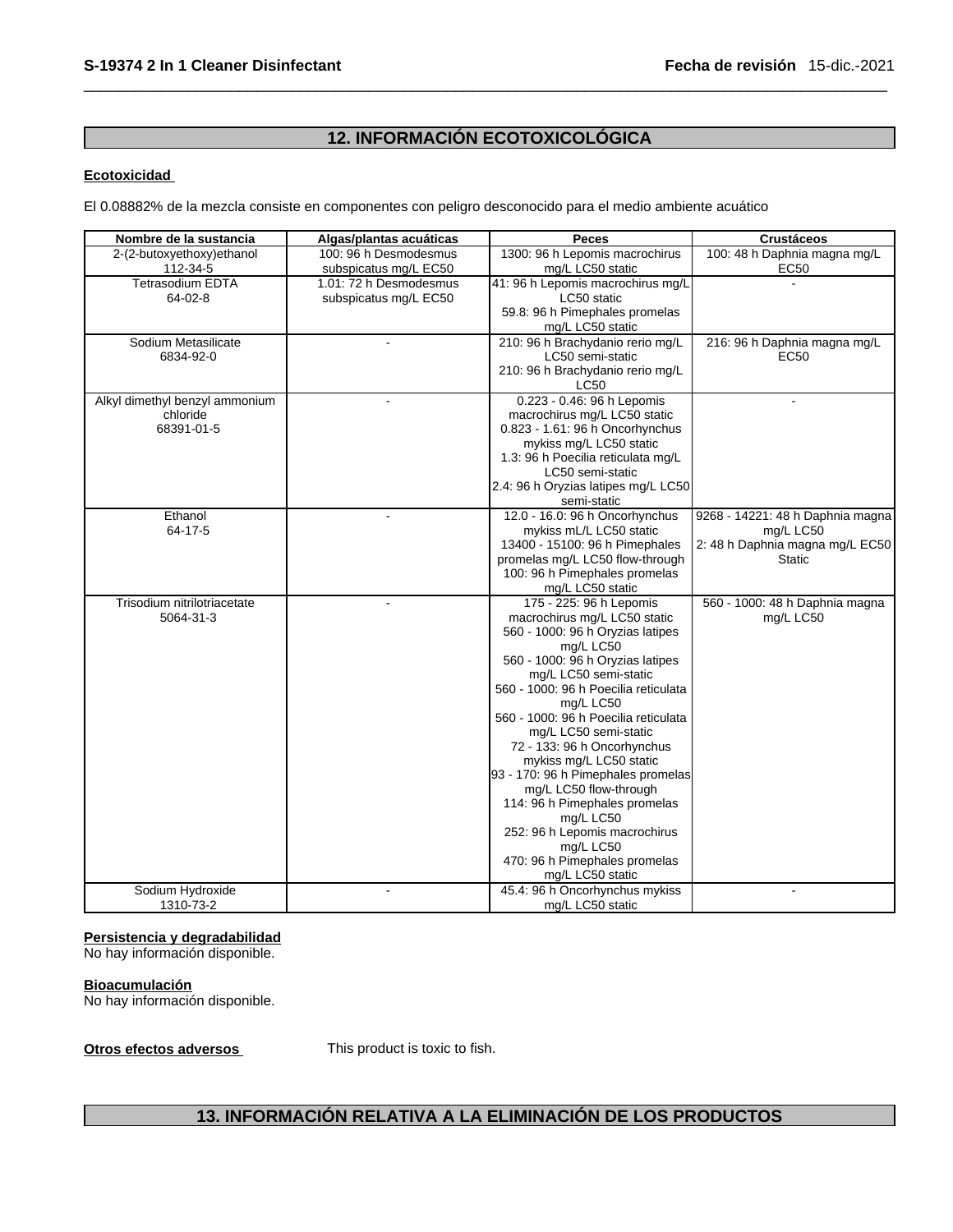## 12. INFORMACIÓN ECOTOXICOLÓGICA

**Ecotoxicidad**

El 0.08882% de la mezcla consiste en componentes con peligro desconocido para el medio ambiente acuático

| Nombre de la sustancia | Algas/plantas acuáticas | Peces | Crustáceos |
|---|---|---|---|
| 2-(2-butoxyethoxy)ethanol 112-34-5 | 100: 96 h Desmodesmus subspicatus mg/L EC50 | 1300: 96 h Lepomis macrochirus mg/L LC50 static | 100: 48 h Daphnia magna mg/L EC50 |
| Tetrasodium EDTA 64-02-8 | 1.01: 72 h Desmodesmus subspicatus mg/L EC50 | 41: 96 h Lepomis macrochirus mg/L LC50 static<br>59.8: 96 h Pimephales promelas mg/L LC50 static | - |
| Sodium Metasilicate 6834-92-0 | - | 210: 96 h Brachydanio rerio mg/L LC50 semi-static<br>210: 96 h Brachydanio rerio mg/L LC50 | 216: 96 h Daphnia magna mg/L EC50 |
| Alkyl dimethyl benzyl ammonium chloride 68391-01-5 | - | 0.223 - 0.46: 96 h Lepomis macrochirus mg/L LC50 static<br>0.823 - 1.61: 96 h Oncorhynchus mykiss mg/L LC50 static<br>1.3: 96 h Poecilia reticulata mg/L LC50 semi-static<br>2.4: 96 h Oryzias latipes mg/L LC50 semi-static | - |
| Ethanol 64-17-5 | - | 12.0 - 16.0: 96 h Oncorhynchus mykiss mL/L LC50 static<br>13400 - 15100: 96 h Pimephales promelas mg/L LC50 flow-through<br>100: 96 h Pimephales promelas mg/L LC50 static | 9268 - 14221: 48 h Daphnia magna mg/L LC50<br>2: 48 h Daphnia magna mg/L EC50 Static |
| Trisodium nitrilotriacetate 5064-31-3 | - | 175 - 225: 96 h Lepomis macrochirus mg/L LC50 static<br>560 - 1000: 96 h Oryzias latipes mg/L LC50<br>560 - 1000: 96 h Oryzias latipes mg/L LC50 semi-static<br>560 - 1000: 96 h Poecilia reticulata mg/L LC50<br>560 - 1000: 96 h Poecilia reticulata mg/L LC50 semi-static<br>72 - 133: 96 h Oncorhynchus mykiss mg/L LC50 static<br>93 - 170: 96 h Pimephales promelas mg/L LC50 flow-through<br>114: 96 h Pimephales promelas mg/L LC50<br>252: 96 h Lepomis macrochirus mg/L LC50<br>470: 96 h Pimephales promelas mg/L LC50 static | 560 - 1000: 48 h Daphnia magna mg/L LC50 |
| Sodium Hydroxide 1310-73-2 | - | 45.4: 96 h Oncorhynchus mykiss mg/L LC50 static | - |

**Persistencia y degradabilidad**
No hay información disponible.

**Bioacumulación**
No hay información disponible.

**Otros efectos adversos** This product is toxic to fish.

## 13. INFORMACIÓN RELATIVA A LA ELIMINACIÓN DE LOS PRODUCTOS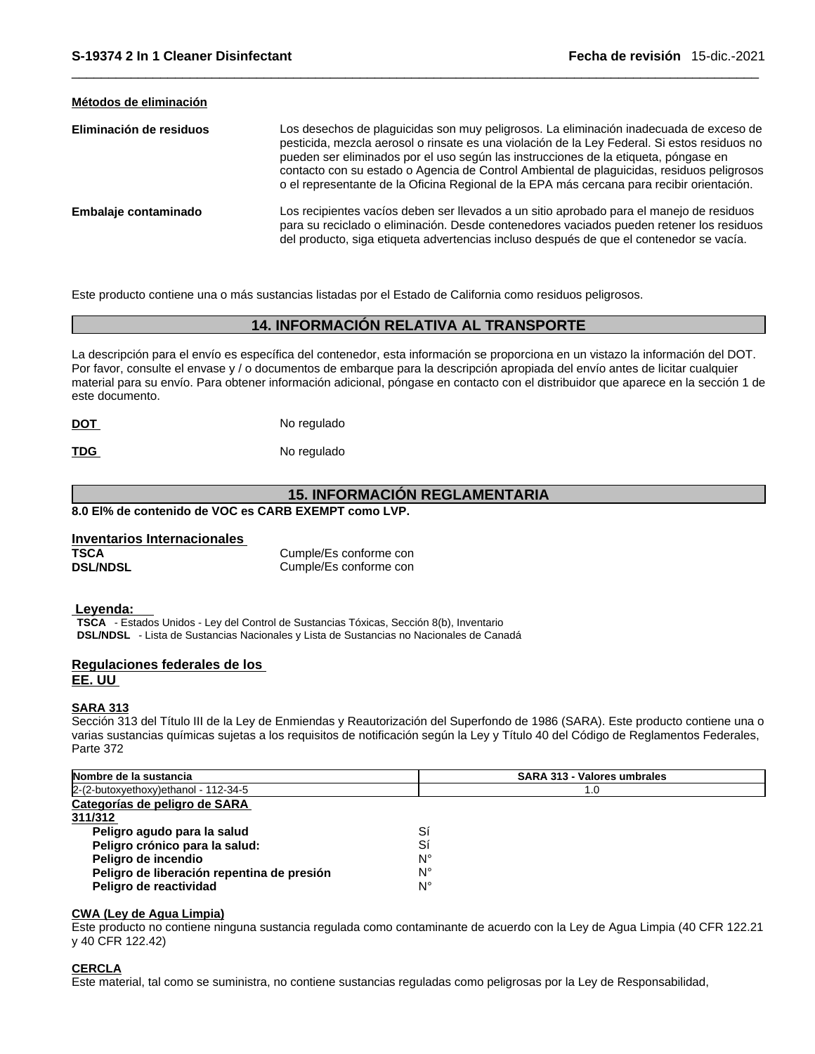**Métodos de eliminación**

**Eliminación de residuos** Los desechos de plaguicidas son muy peligrosos. La eliminación inadecuada de exceso de pesticida, mezcla aerosol o rinsate es una violación de la Ley Federal. Si estos residuos no pueden ser eliminados por el uso según las instrucciones de la etiqueta, póngase en contacto con su estado o Agencia de Control Ambiental de plaguicidas, residuos peligrosos o el representante de la Oficina Regional de la EPA más cercana para recibir orientación.

**Embalaje contaminado** Los recipientes vacíos deben ser llevados a un sitio aprobado para el manejo de residuos para su reciclado o eliminación. Desde contenedores vaciados pueden retener los residuos del producto, siga etiqueta advertencias incluso después de que el contenedor se vacía.

Este producto contiene una o más sustancias listadas por el Estado de California como residuos peligrosos.

## 14. INFORMACIÓN RELATIVA AL TRANSPORTE

La descripción para el envío es específica del contenedor, esta información se proporciona en un vistazo la información del DOT. Por favor, consulte el envase y / o documentos de embarque para la descripción apropiada del envío antes de licitar cualquier material para su envío. Para obtener información adicional, póngase en contacto con el distribuidor que aparece en la sección 1 de este documento.

**DOT** No regulado

**TDG** No regulado

## 15. INFORMACIÓN REGLAMENTARIA

**8.0 El% de contenido de VOC es CARB EXEMPT como LVP.**

**Inventarios Internacionales**

**TSCA** Cumple/Es conforme con
**DSL/NDSL** Cumple/Es conforme con

**Leyenda:**

**TSCA** - Estados Unidos - Ley del Control de Sustancias Tóxicas, Sección 8(b), Inventario
**DSL/NDSL** - Lista de Sustancias Nacionales y Lista de Sustancias no Nacionales de Canadá

**Regulaciones federales de los EE. UU**

**SARA 313**

Sección 313 del Título III de la Ley de Enmiendas y Reautorización del Superfondo de 1986 (SARA). Este producto contiene una o varias sustancias químicas sujetas a los requisitos de notificación según la Ley y Título 40 del Código de Reglamentos Federales, Parte 372

| Nombre de la sustancia | SARA 313 - Valores umbrales |
|---|---|
| 2-(2-butoxyethoxy)ethanol - 112-34-5 | 1.0 |

**Categorías de peligro de SARA 311/312**

| | |
|---|---|
| **Peligro agudo para la salud** | Sí |
| **Peligro crónico para la salud:** | Sí |
| **Peligro de incendio** | N° |
| **Peligro de liberación repentina de presión** | N° |
| **Peligro de reactividad** | N° |

**CWA (Ley de Agua Limpia)**

Este producto no contiene ninguna sustancia regulada como contaminante de acuerdo con la Ley de Agua Limpia (40 CFR 122.21 y 40 CFR 122.42)

**CERCLA**

Este material, tal como se suministra, no contiene sustancias reguladas como peligrosas por la Ley de Responsabilidad,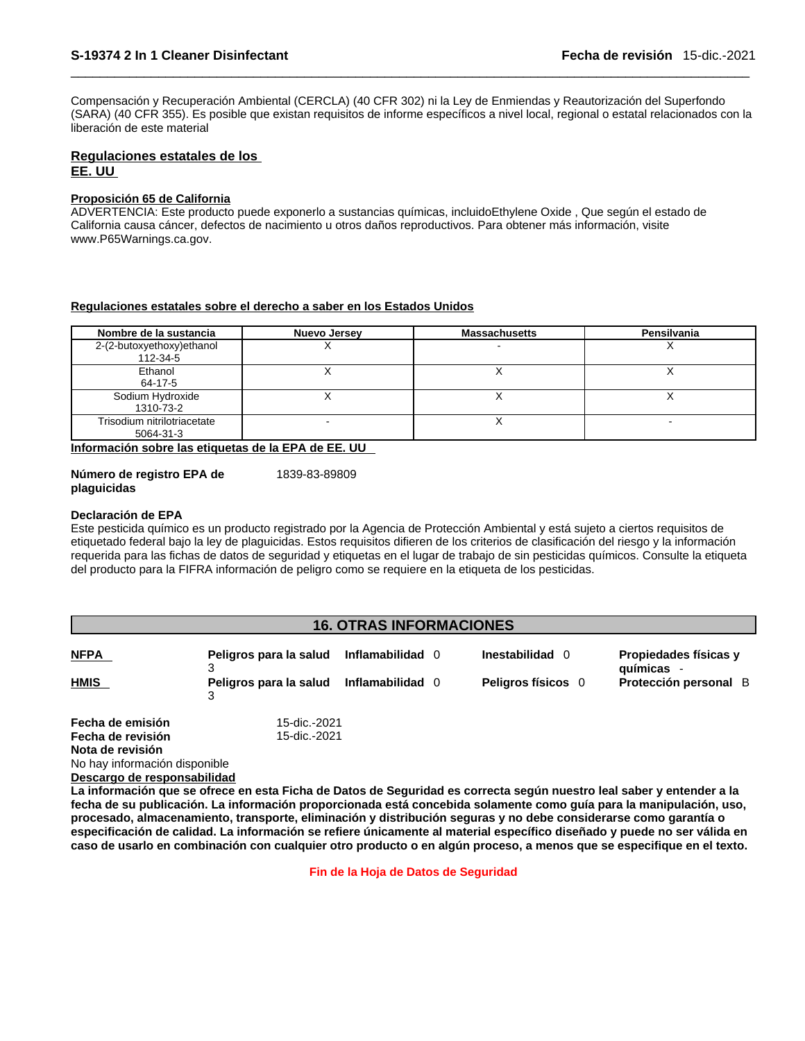Compensación y Recuperación Ambiental (CERCLA) (40 CFR 302) ni la Ley de Enmiendas y Reautorización del Superfondo (SARA) (40 CFR 355). Es posible que existan requisitos de informe específicos a nivel local, regional o estatal relacionados con la liberación de este material

## Regulaciones estatales de los EE. UU

**Proposición 65 de California**
ADVERTENCIA: Este producto puede exponerlo a sustancias químicas, incluidoEthylene Oxide , Que según el estado de California causa cáncer, defectos de nacimiento u otros daños reproductivos. Para obtener más información, visite www.P65Warnings.ca.gov.

**Regulaciones estatales sobre el derecho a saber en los Estados Unidos**

| Nombre de la sustancia | Nuevo Jersey | Massachusetts | Pensilvania |
|---|---|---|---|
| 2-(2-butoxyethoxy)ethanol 112-34-5 | X | - | X |
| Ethanol 64-17-5 | X | X | X |
| Sodium Hydroxide 1310-73-2 | X | X | X |
| Trisodium nitrilotriacetate 5064-31-3 | - | X | - |

**Información sobre las etiquetas de la EPA de EE. UU**

**Número de registro EPA de plaguicidas** 1839-83-89809

**Declaración de EPA**
Este pesticida químico es un producto registrado por la Agencia de Protección Ambiental y está sujeto a ciertos requisitos de etiquetado federal bajo la ley de plaguicidas. Estos requisitos difieren de los criterios de clasificación del riesgo y la información requerida para las fichas de datos de seguridad y etiquetas en el lugar de trabajo de sin pesticidas químicos. Consulte la etiqueta del producto para la FIFRA información de peligro como se requiere en la etiqueta de los pesticidas.

## 16. OTRAS INFORMACIONES

| | | | | |
|---|---|---|---|---|
| **NFPA** | **Peligros para la salud** 3 | **Inflamabilidad** 0 | **Inestabilidad** 0 | **Propiedades físicas y químicas** - |
| **HMIS** | **Peligros para la salud** 3 | **Inflamabilidad** 0 | **Peligros físicos** 0 | **Protección personal** B |

**Fecha de emisión** 15-dic.-2021
**Fecha de revisión** 15-dic.-2021
**Nota de revisión**
No hay información disponible

**Descargo de responsabilidad**
**La información que se ofrece en esta Ficha de Datos de Seguridad es correcta según nuestro leal saber y entender a la fecha de su publicación. La información proporcionada está concebida solamente como guía para la manipulación, uso, procesado, almacenamiento, transporte, eliminación y distribución seguras y no debe considerarse como garantía o especificación de calidad. La información se refiere únicamente al material específico diseñado y puede no ser válida en caso de usarlo en combinación con cualquier otro producto o en algún proceso, a menos que se especifique en el texto.**

**Fin de la Hoja de Datos de Seguridad**